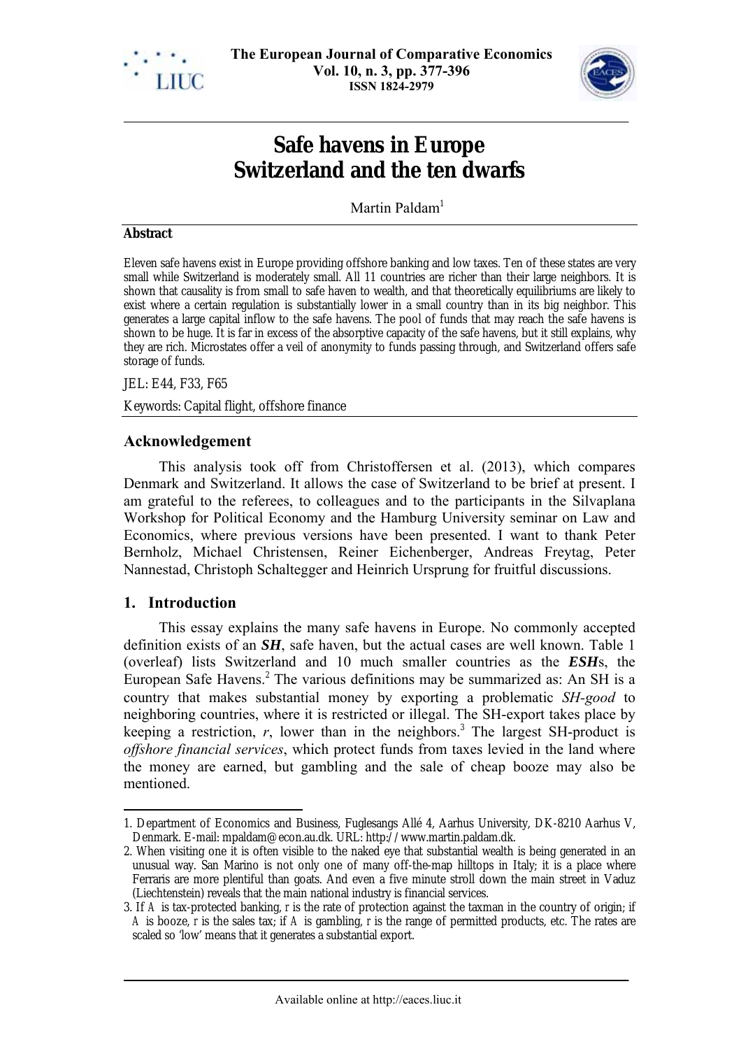# Safe havens in Europe
# Switzerland and the ten dwarfs

Martin Paldam[1]

**Abstract**

Eleven safe havens exist in Europe providing offshore banking and low taxes. Ten of these states are very small while Switzerland is moderately small. All 11 countries are richer than their large neighbors. It is shown that causality is from small to safe haven to wealth, and that theoretically equilibriums are likely to exist where a certain regulation is substantially lower in a small country than in its big neighbor. This generates a large capital inflow to the safe havens. The pool of funds that may reach the safe havens is shown to be huge. It is far in excess of the absorptive capacity of the safe havens, but it still explains, why they are rich. Microstates offer a veil of anonymity to funds passing through, and Switzerland offers safe storage of funds.

JEL: E44, F33, F65

Keywords: Capital flight, offshore finance

## Acknowledgement

This analysis took off from Christoffersen et al. (2013), which compares Denmark and Switzerland. It allows the case of Switzerland to be brief at present. I am grateful to the referees, to colleagues and to the participants in the Silvaplana Workshop for Political Economy and the Hamburg University seminar on Law and Economics, where previous versions have been presented. I want to thank Peter Bernholz, Michael Christensen, Reiner Eichenberger, Andreas Freytag, Peter Nannestad, Christoph Schaltegger and Heinrich Ursprung for fruitful discussions.

## 1. Introduction

This essay explains the many safe havens in Europe. No commonly accepted definition exists of an ***SH***, safe haven, but the actual cases are well known. Table 1 (overleaf) lists Switzerland and 10 much smaller countries as the ***ESH***s, the European Safe Havens.[2] The various definitions may be summarized as: An SH is a country that makes substantial money by exporting a problematic *SH-good* to neighboring countries, where it is restricted or illegal. The SH-export takes place by keeping a restriction, $r$, lower than in the neighbors.[3] The largest SH-product is *offshore financial services*, which protect funds from taxes levied in the land where the money are earned, but gambling and the sale of cheap booze may also be mentioned.

---

1. Department of Economics and Business, Fuglesangs Allé 4, Aarhus University, DK-8210 Aarhus V, Denmark. E-mail: mpaldam@econ.au.dk. URL: http://www.martin.paldam.dk.

2. When visiting one it is often visible to the naked eye that substantial wealth is being generated in an unusual way. San Marino is not only one of many off-the-map hilltops in Italy; it is a place where Ferraris are more plentiful than goats. And even a five minute stroll down the main street in Vaduz (Liechtenstein) reveals that the main national industry is financial services.

3. If $A$ is tax-protected banking, $r$ is the rate of protection against the taxman in the country of origin; if $A$ is booze, $r$ is the sales tax; if $A$ is gambling, $r$ is the range of permitted products, etc. The rates are scaled so 'low' means that it generates a substantial export.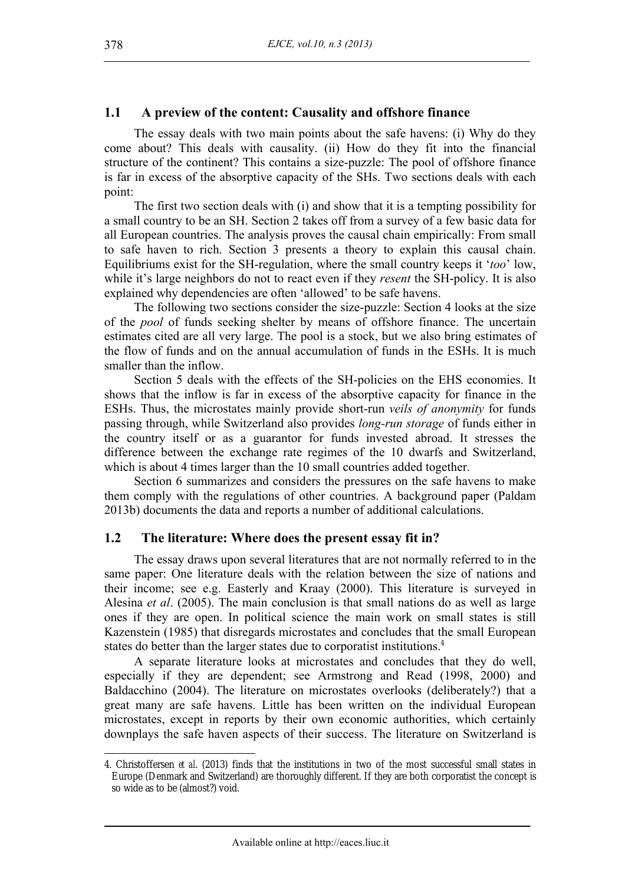## 1.1 A preview of the content: Causality and offshore finance

The essay deals with two main points about the safe havens: (i) Why do they come about? This deals with causality. (ii) How do they fit into the financial structure of the continent? This contains a size-puzzle: The pool of offshore finance is far in excess of the absorptive capacity of the SHs. Two sections deals with each point:

The first two section deals with (i) and show that it is a tempting possibility for a small country to be an SH. Section 2 takes off from a survey of a few basic data for all European countries. The analysis proves the causal chain empirically: From small to safe haven to rich. Section 3 presents a theory to explain this causal chain. Equilibriums exist for the SH-regulation, where the small country keeps it '*too*' low, while it's large neighbors do not to react even if they *resent* the SH-policy. It is also explained why dependencies are often 'allowed' to be safe havens.

The following two sections consider the size-puzzle: Section 4 looks at the size of the *pool* of funds seeking shelter by means of offshore finance. The uncertain estimates cited are all very large. The pool is a stock, but we also bring estimates of the flow of funds and on the annual accumulation of funds in the ESHs. It is much smaller than the inflow.

Section 5 deals with the effects of the SH-policies on the EHS economies. It shows that the inflow is far in excess of the absorptive capacity for finance in the ESHs. Thus, the microstates mainly provide short-run *veils of anonymity* for funds passing through, while Switzerland also provides *long-run storage* of funds either in the country itself or as a guarantor for funds invested abroad. It stresses the difference between the exchange rate regimes of the 10 dwarfs and Switzerland, which is about 4 times larger than the 10 small countries added together.

Section 6 summarizes and considers the pressures on the safe havens to make them comply with the regulations of other countries. A background paper (Paldam 2013b) documents the data and reports a number of additional calculations.

## 1.2 The literature: Where does the present essay fit in?

The essay draws upon several literatures that are not normally referred to in the same paper: One literature deals with the relation between the size of nations and their income; see e.g. Easterly and Kraay (2000). This literature is surveyed in Alesina *et al*. (2005). The main conclusion is that small nations do as well as large ones if they are open. In political science the main work on small states is still Kazenstein (1985) that disregards microstates and concludes that the small European states do better than the larger states due to corporatist institutions.[4]

A separate literature looks at microstates and concludes that they do well, especially if they are dependent; see Armstrong and Read (1998, 2000) and Baldacchino (2004). The literature on microstates overlooks (deliberately?) that a great many are safe havens. Little has been written on the individual European microstates, except in reports by their own economic authorities, which certainly downplays the safe haven aspects of their success. The literature on Switzerland is

---

4. Christoffersen *et al.* (2013) finds that the institutions in two of the most successful small states in Europe (Denmark and Switzerland) are thoroughly different. If they are both corporatist the concept is so wide as to be (almost?) void.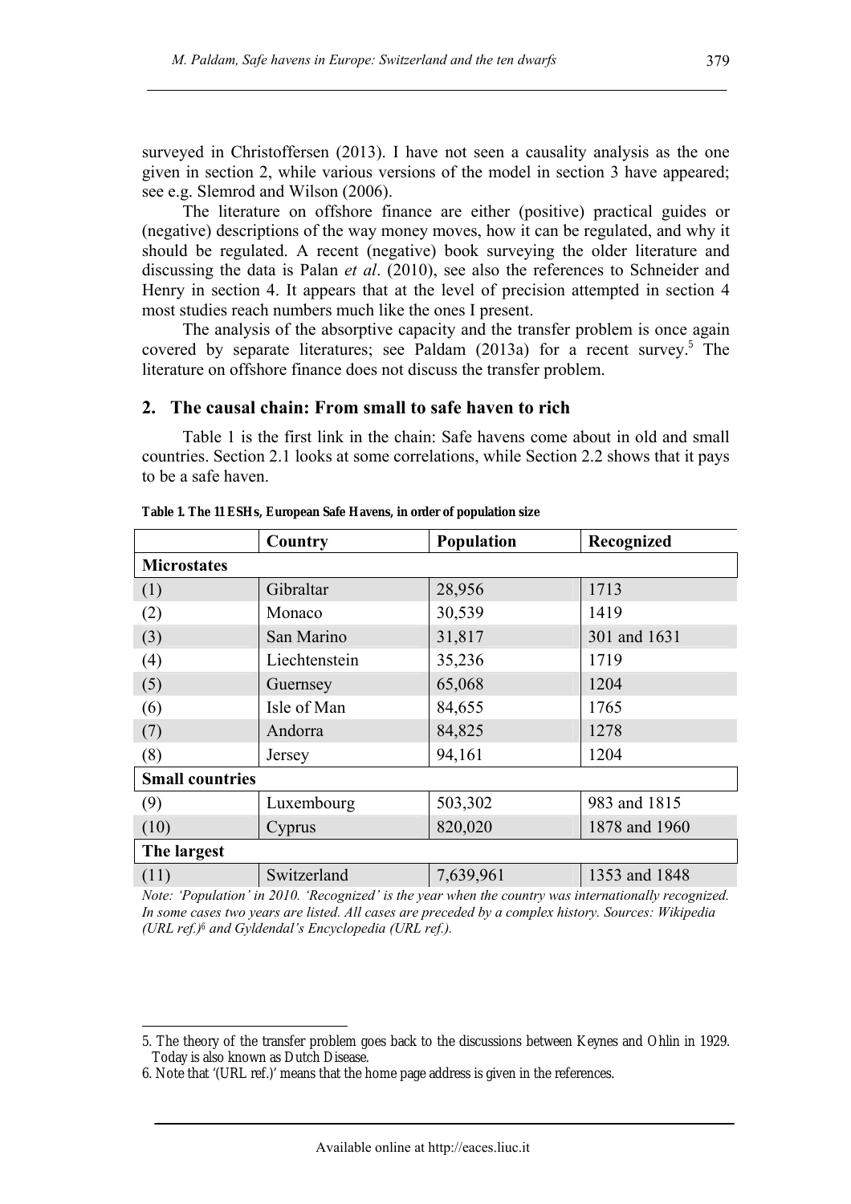surveyed in Christoffersen (2013). I have not seen a causality analysis as the one given in section 2, while various versions of the model in section 3 have appeared; see e.g. Slemrod and Wilson (2006).

The literature on offshore finance are either (positive) practical guides or (negative) descriptions of the way money moves, how it can be regulated, and why it should be regulated. A recent (negative) book surveying the older literature and discussing the data is Palan *et al*. (2010), see also the references to Schneider and Henry in section 4. It appears that at the level of precision attempted in section 4 most studies reach numbers much like the ones I present.

The analysis of the absorptive capacity and the transfer problem is once again covered by separate literatures; see Paldam (2013a) for a recent survey.[5] The literature on offshore finance does not discuss the transfer problem.

## 2. The causal chain: From small to safe haven to rich

Table 1 is the first link in the chain: Safe havens come about in old and small countries. Section 2.1 looks at some correlations, while Section 2.2 shows that it pays to be a safe haven.

**Table 1. The 11 ESHs, European Safe Havens, in order of population size**

| | Country | Population | Recognized |
|---|---|---|---|
| **Microstates** | | | |
| (1) | Gibraltar | 28,956 | 1713 |
| (2) | Monaco | 30,539 | 1419 |
| (3) | San Marino | 31,817 | 301 and 1631 |
| (4) | Liechtenstein | 35,236 | 1719 |
| (5) | Guernsey | 65,068 | 1204 |
| (6) | Isle of Man | 84,655 | 1765 |
| (7) | Andorra | 84,825 | 1278 |
| (8) | Jersey | 94,161 | 1204 |
| **Small countries** | | | |
| (9) | Luxembourg | 503,302 | 983 and 1815 |
| (10) | Cyprus | 820,020 | 1878 and 1960 |
| **The largest** | | | |
| (11) | Switzerland | 7,639,961 | 1353 and 1848 |

*Note: 'Population' in 2010. 'Recognized' is the year when the country was internationally recognized. In some cases two years are listed. All cases are preceded by a complex history. Sources: Wikipedia (URL ref.)*[6] *and Gyldendal's Encyclopedia (URL ref.).*

5. The theory of the transfer problem goes back to the discussions between Keynes and Ohlin in 1929. Today is also known as Dutch Disease.

6. Note that '(URL ref.)' means that the home page address is given in the references.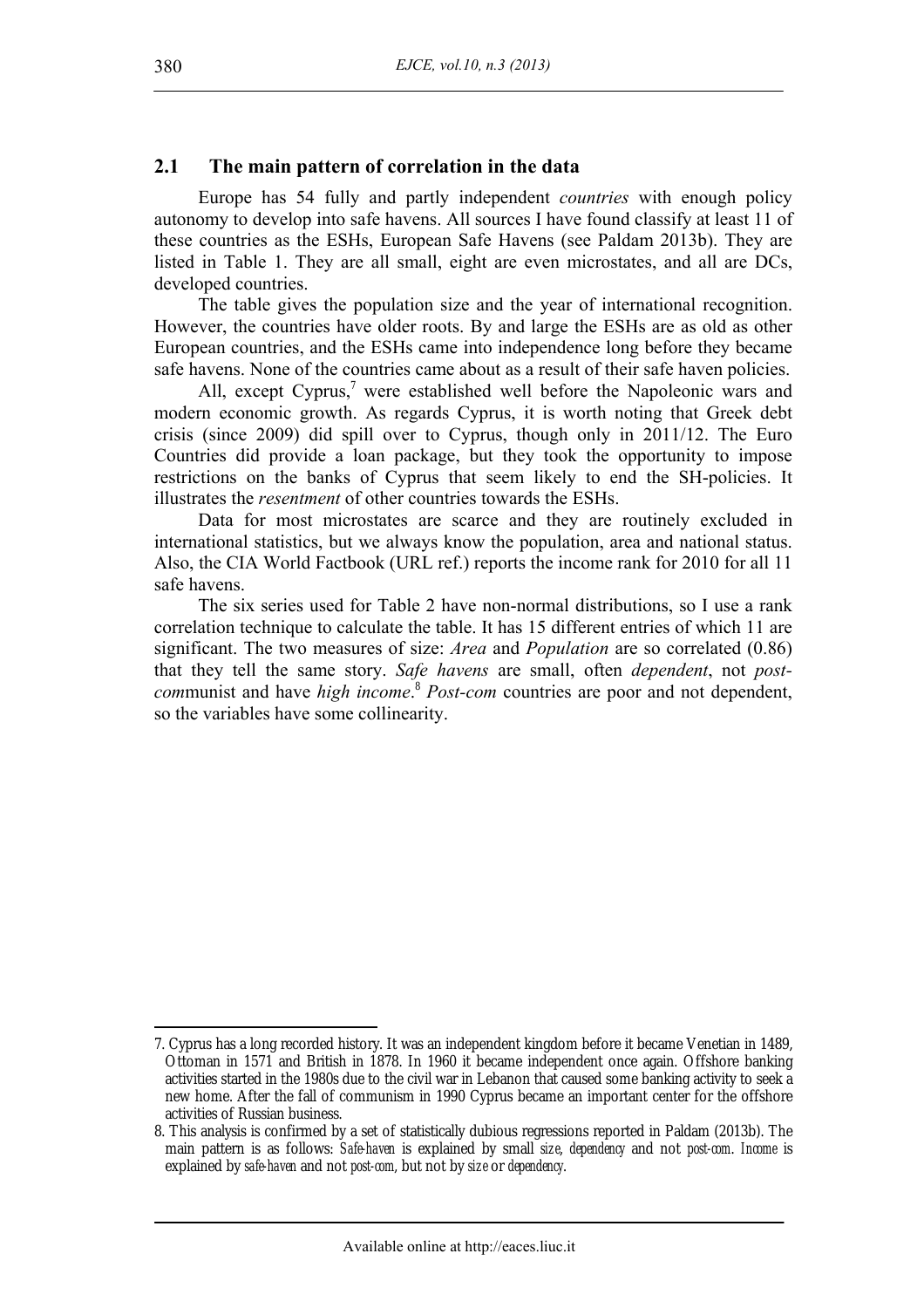## 2.1 The main pattern of correlation in the data

Europe has 54 fully and partly independent *countries* with enough policy autonomy to develop into safe havens. All sources I have found classify at least 11 of these countries as the ESHs, European Safe Havens (see Paldam 2013b). They are listed in Table 1. They are all small, eight are even microstates, and all are DCs, developed countries.

The table gives the population size and the year of international recognition. However, the countries have older roots. By and large the ESHs are as old as other European countries, and the ESHs came into independence long before they became safe havens. None of the countries came about as a result of their safe haven policies.

All, except Cyprus,[7] were established well before the Napoleonic wars and modern economic growth. As regards Cyprus, it is worth noting that Greek debt crisis (since 2009) did spill over to Cyprus, though only in 2011/12. The Euro Countries did provide a loan package, but they took the opportunity to impose restrictions on the banks of Cyprus that seem likely to end the SH-policies. It illustrates the *resentment* of other countries towards the ESHs.

Data for most microstates are scarce and they are routinely excluded in international statistics, but we always know the population, area and national status. Also, the CIA World Factbook (URL ref.) reports the income rank for 2010 for all 11 safe havens.

The six series used for Table 2 have non-normal distributions, so I use a rank correlation technique to calculate the table. It has 15 different entries of which 11 are significant. The two measures of size: *Area* and *Population* are so correlated (0.86) that they tell the same story. *Safe havens* are small, often *dependent*, not *post-com*munist and have *high income*.[8] *Post-com* countries are poor and not dependent, so the variables have some collinearity.

---

7. Cyprus has a long recorded history. It was an independent kingdom before it became Venetian in 1489, Ottoman in 1571 and British in 1878. In 1960 it became independent once again. Offshore banking activities started in the 1980s due to the civil war in Lebanon that caused some banking activity to seek a new home. After the fall of communism in 1990 Cyprus became an important center for the offshore activities of Russian business.

8. This analysis is confirmed by a set of statistically dubious regressions reported in Paldam (2013b). The main pattern is as follows: *Safe-haven* is explained by small *size*, *dependency* and not *post-com*. *Income* is explained by *safe-haven* and not *post-com*, but not by *size* or *dependency*.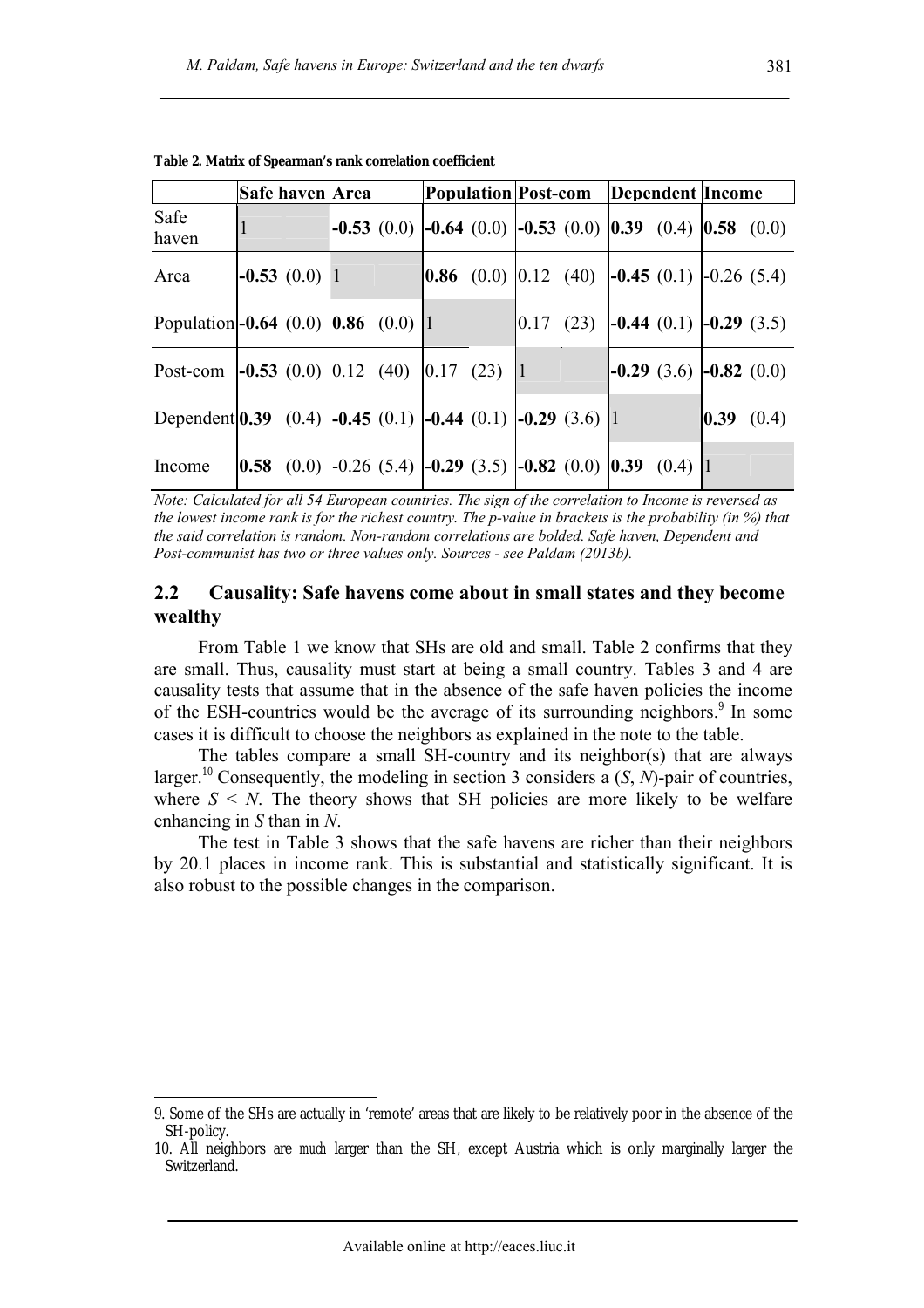**Table 2. Matrix of Spearman's rank correlation coefficient**

| | Safe haven | Area | Population | Post-com | Dependent | Income |
|---|---|---|---|---|---|---|
| Safe haven | 1 | **-0.53** (0.0) | **-0.64** (0.0) | **-0.53** (0.0) | **0.39** (0.4) | **0.58** (0.0) |
| Area | **-0.53** (0.0) | 1 | **0.86** (0.0) | 0.12 (40) | **-0.45** (0.1) | -0.26 (5.4) |
| Population | **-0.64** (0.0) | **0.86** (0.0) | 1 | 0.17 (23) | **-0.44** (0.1) | **-0.29** (3.5) |
| Post-com | **-0.53** (0.0) | 0.12 (40) | 0.17 (23) | 1 | **-0.29** (3.6) | **-0.82** (0.0) |
| Dependent | **0.39** (0.4) | **-0.45** (0.1) | **-0.44** (0.1) | **-0.29** (3.6) | 1 | **0.39** (0.4) |
| Income | **0.58** (0.0) | -0.26 (5.4) | **-0.29** (3.5) | **-0.82** (0.0) | **0.39** (0.4) | 1 |

*Note: Calculated for all 54 European countries. The sign of the correlation to Income is reversed as the lowest income rank is for the richest country. The p-value in brackets is the probability (in %) that the said correlation is random. Non-random correlations are bolded. Safe haven, Dependent and Post-communist has two or three values only. Sources - see Paldam (2013b).*

## 2.2 Causality: Safe havens come about in small states and they become wealthy

From Table 1 we know that SHs are old and small. Table 2 confirms that they are small. Thus, causality must start at being a small country. Tables 3 and 4 are causality tests that assume that in the absence of the safe haven policies the income of the ESH-countries would be the average of its surrounding neighbors.[9] In some cases it is difficult to choose the neighbors as explained in the note to the table.

The tables compare a small SH-country and its neighbor(s) that are always larger.[10] Consequently, the modeling in section 3 considers a ($S$, $N$)-pair of countries, where $S < N$. The theory shows that SH policies are more likely to be welfare enhancing in $S$ than in $N$.

The test in Table 3 shows that the safe havens are richer than their neighbors by 20.1 places in income rank. This is substantial and statistically significant. It is also robust to the possible changes in the comparison.

9. Some of the SHs are actually in 'remote' areas that are likely to be relatively poor in the absence of the SH-policy.

10. All neighbors are *much* larger than the SH, except Austria which is only marginally larger the Switzerland.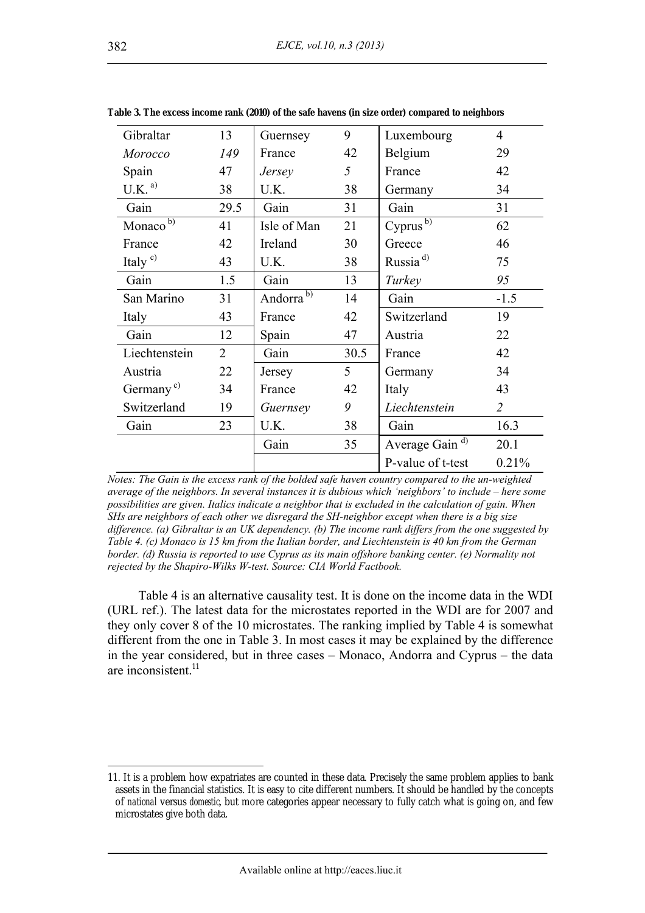**Table 3. The excess income rank (2010) of the safe havens (in size order) compared to neighbors**

| | | | | | |
|---|---|---|---|---|---|
| Gibraltar | 13 | Guernsey | 9 | Luxembourg | 4 |
| *Morocco* | *149* | France | 42 | Belgium | 29 |
| Spain | 47 | *Jersey* | *5* | France | 42 |
| U.K. [a] | 38 | U.K. | 38 | Germany | 34 |
| Gain | 29.5 | Gain | 31 | Gain | 31 |
| Monaco [b] | 41 | Isle of Man | 21 | Cyprus [b] | 62 |
| France | 42 | Ireland | 30 | Greece | 46 |
| Italy [c] | 43 | U.K. | 38 | Russia [d] | 75 |
| Gain | 1.5 | Gain | 13 | *Turkey* | *95* |
| San Marino | 31 | Andorra [b] | 14 | Gain | -1.5 |
| Italy | 43 | France | 42 | Switzerland | 19 |
| Gain | 12 | Spain | 47 | Austria | 22 |
| Liechtenstein | 2 | Gain | 30.5 | France | 42 |
| Austria | 22 | Jersey | 5 | Germany | 34 |
| Germany [c] | 34 | France | 42 | Italy | 43 |
| Switzerland | 19 | *Guernsey* | *9* | *Liechtenstein* | *2* |
| Gain | 23 | U.K. | 38 | Gain | 16.3 |
| | | Gain | 35 | Average Gain [d] | 20.1 |
| | | | | P-value of t-test | 0.21% |

*Notes: The Gain is the excess rank of the bolded safe haven country compared to the un-weighted average of the neighbors. In several instances it is dubious which 'neighbors' to include – here some possibilities are given. Italics indicate a neighbor that is excluded in the calculation of gain. When SHs are neighbors of each other we disregard the SH-neighbor except when there is a big size difference. (a) Gibraltar is an UK dependency. (b) The income rank differs from the one suggested by Table 4. (c) Monaco is 15 km from the Italian border, and Liechtenstein is 40 km from the German border. (d) Russia is reported to use Cyprus as its main offshore banking center. (e) Normality not rejected by the Shapiro-Wilks W-test. Source: CIA World Factbook.*

Table 4 is an alternative causality test. It is done on the income data in the WDI (URL ref.). The latest data for the microstates reported in the WDI are for 2007 and they only cover 8 of the 10 microstates. The ranking implied by Table 4 is somewhat different from the one in Table 3. In most cases it may be explained by the difference in the year considered, but in three cases – Monaco, Andorra and Cyprus – the data are inconsistent.[11]

---

11. It is a problem how expatriates are counted in these data. Precisely the same problem applies to bank assets in the financial statistics. It is easy to cite different numbers. It should be handled by the concepts of *national* versus *domestic*, but more categories appear necessary to fully catch what is going on, and few microstates give both data.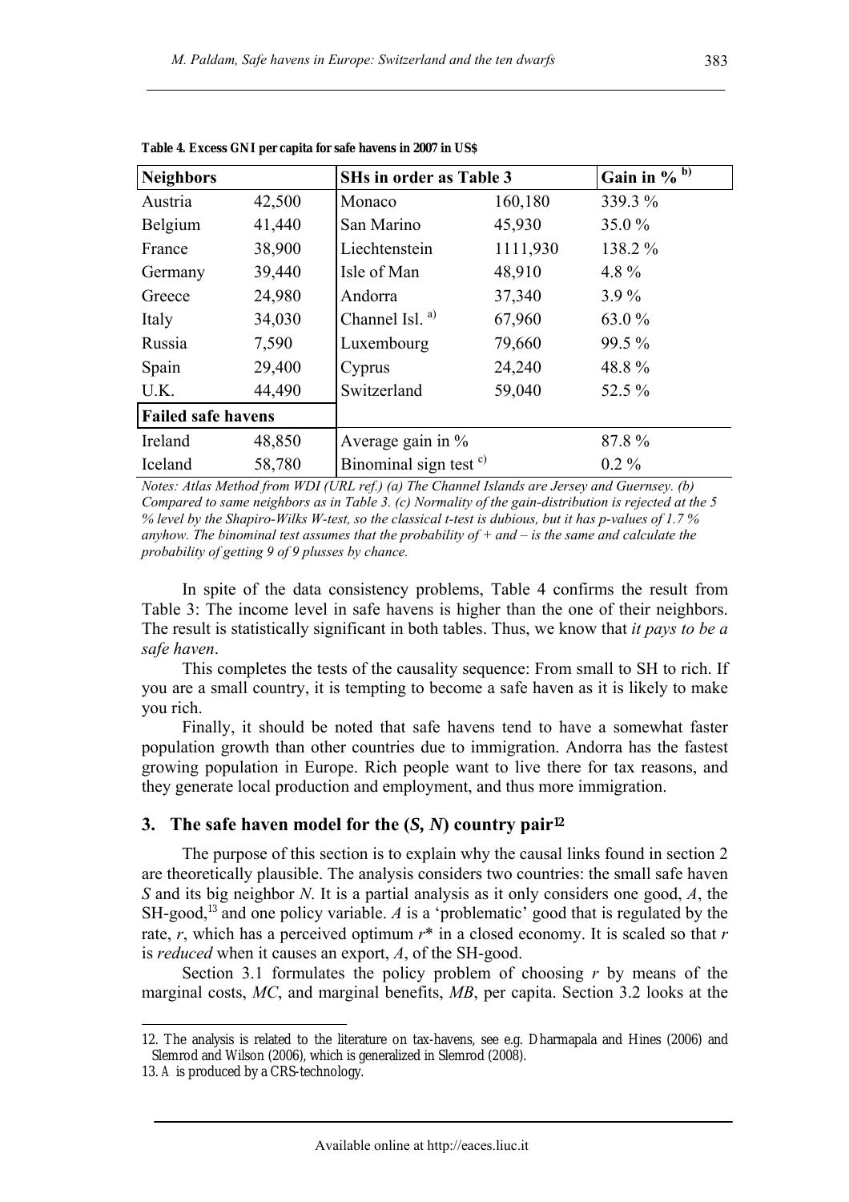**Table 4. Excess GNI per capita for safe havens in 2007 in US$**

| Neighbors | | SHs in order as Table 3 | | Gain in % [b)] |
|---|---|---|---|---|
| Austria | 42,500 | Monaco | 160,180 | 339.3 % |
| Belgium | 41,440 | San Marino | 45,930 | 35.0 % |
| France | 38,900 | Liechtenstein | 1111,930 | 138.2 % |
| Germany | 39,440 | Isle of Man | 48,910 | 4.8 % |
| Greece | 24,980 | Andorra | 37,340 | 3.9 % |
| Italy | 34,030 | Channel Isl. [a)] | 67,960 | 63.0 % |
| Russia | 7,590 | Luxembourg | 79,660 | 99.5 % |
| Spain | 29,400 | Cyprus | 24,240 | 48.8 % |
| U.K. | 44,490 | Switzerland | 59,040 | 52.5 % |
| **Failed safe havens** | | | | |
| Ireland | 48,850 | Average gain in % | | 87.8 % |
| Iceland | 58,780 | Binominal sign test [c)] | | 0.2 % |

*Notes: Atlas Method from WDI (URL ref.) (a) The Channel Islands are Jersey and Guernsey. (b) Compared to same neighbors as in Table 3. (c) Normality of the gain-distribution is rejected at the 5 % level by the Shapiro-Wilks W-test, so the classical t-test is dubious, but it has p-values of 1.7 % anyhow. The binominal test assumes that the probability of + and – is the same and calculate the probability of getting 9 of 9 plusses by chance.*

In spite of the data consistency problems, Table 4 confirms the result from Table 3: The income level in safe havens is higher than the one of their neighbors. The result is statistically significant in both tables. Thus, we know that *it pays to be a safe haven*.

This completes the tests of the causality sequence: From small to SH to rich. If you are a small country, it is tempting to become a safe haven as it is likely to make you rich.

Finally, it should be noted that safe havens tend to have a somewhat faster population growth than other countries due to immigration. Andorra has the fastest growing population in Europe. Rich people want to live there for tax reasons, and they generate local production and employment, and thus more immigration.

## 3. The safe haven model for the (*S, N*) country pair[12]

The purpose of this section is to explain why the causal links found in section 2 are theoretically plausible. The analysis considers two countries: the small safe haven *S* and its big neighbor *N*. It is a partial analysis as it only considers one good, *A*, the SH-good,[13] and one policy variable. *A* is a 'problematic' good that is regulated by the rate, *r*, which has a perceived optimum $r^*$ in a closed economy. It is scaled so that *r* is *reduced* when it causes an export, *A*, of the SH-good.

Section 3.1 formulates the policy problem of choosing *r* by means of the marginal costs, *MC*, and marginal benefits, *MB*, per capita. Section 3.2 looks at the

12. The analysis is related to the literature on tax-havens, see e.g. Dharmapala and Hines (2006) and Slemrod and Wilson (2006), which is generalized in Slemrod (2008).

13. *A* is produced by a CRS-technology.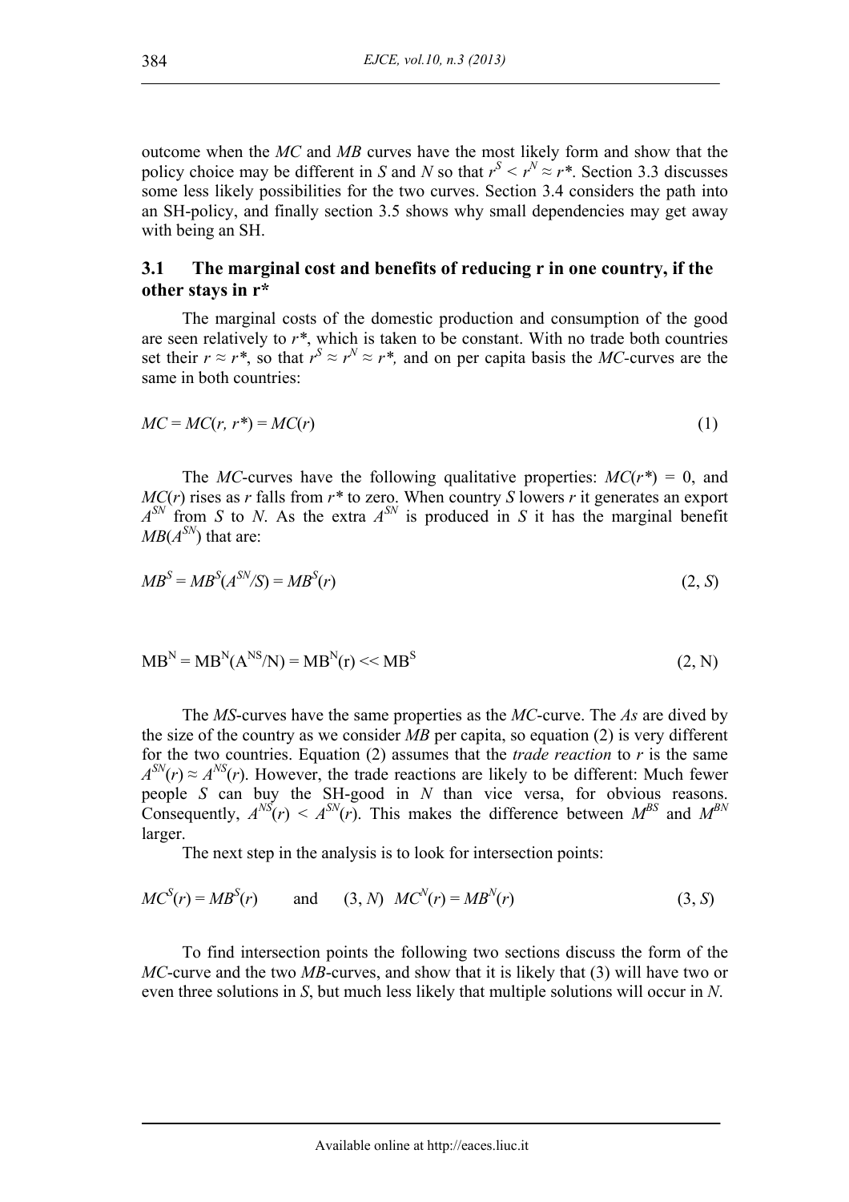outcome when the *MC* and *MB* curves have the most likely form and show that the policy choice may be different in *S* and *N* so that $r^S < r^N \approx r^*$. Section 3.3 discusses some less likely possibilities for the two curves. Section 3.4 considers the path into an SH-policy, and finally section 3.5 shows why small dependencies may get away with being an SH.

## 3.1 The marginal cost and benefits of reducing r in one country, if the other stays in r*

The marginal costs of the domestic production and consumption of the good are seen relatively to $r^*$, which is taken to be constant. With no trade both countries set their $r \approx r^*$, so that $r^S \approx r^N \approx r^*$, and on per capita basis the *MC*-curves are the same in both countries:

$$MC = MC(r, r^*) = MC(r) \tag{1}$$

The *MC*-curves have the following qualitative properties: $MC(r^*) = 0$, and $MC(r)$ rises as *r* falls from $r^*$ to zero. When country *S* lowers *r* it generates an export $A^{SN}$ from *S* to *N*. As the extra $A^{SN}$ is produced in *S* it has the marginal benefit $MB(A^{SN})$ that are:

$$MB^S = MB^S(A^{SN}/S) = MB^S(r) \tag{2, S}$$

$$\text{MB}^{\text{N}} = \text{MB}^{\text{N}}(\text{A}^{\text{NS}}/\text{N}) = \text{MB}^{\text{N}}(\text{r}) << \text{MB}^{\text{S}} \tag{2, N}$$

The *MS*-curves have the same properties as the *MC*-curve. The *As* are dived by the size of the country as we consider *MB* per capita, so equation (2) is very different for the two countries. Equation (2) assumes that the *trade reaction* to *r* is the same $A^{SN}(r) \approx A^{NS}(r)$. However, the trade reactions are likely to be different: Much fewer people *S* can buy the SH-good in *N* than vice versa, for obvious reasons. Consequently, $A^{NS}(r) < A^{SN}(r)$. This makes the difference between $M^{BS}$ and $M^{BN}$ larger.

The next step in the analysis is to look for intersection points:

$$MC^S(r) = MB^S(r) \qquad \text{and} \qquad (3, N) \;\; MC^N(r) = MB^N(r) \tag{3, S}$$

To find intersection points the following two sections discuss the form of the *MC*-curve and the two *MB*-curves, and show that it is likely that (3) will have two or even three solutions in *S*, but much less likely that multiple solutions will occur in *N*.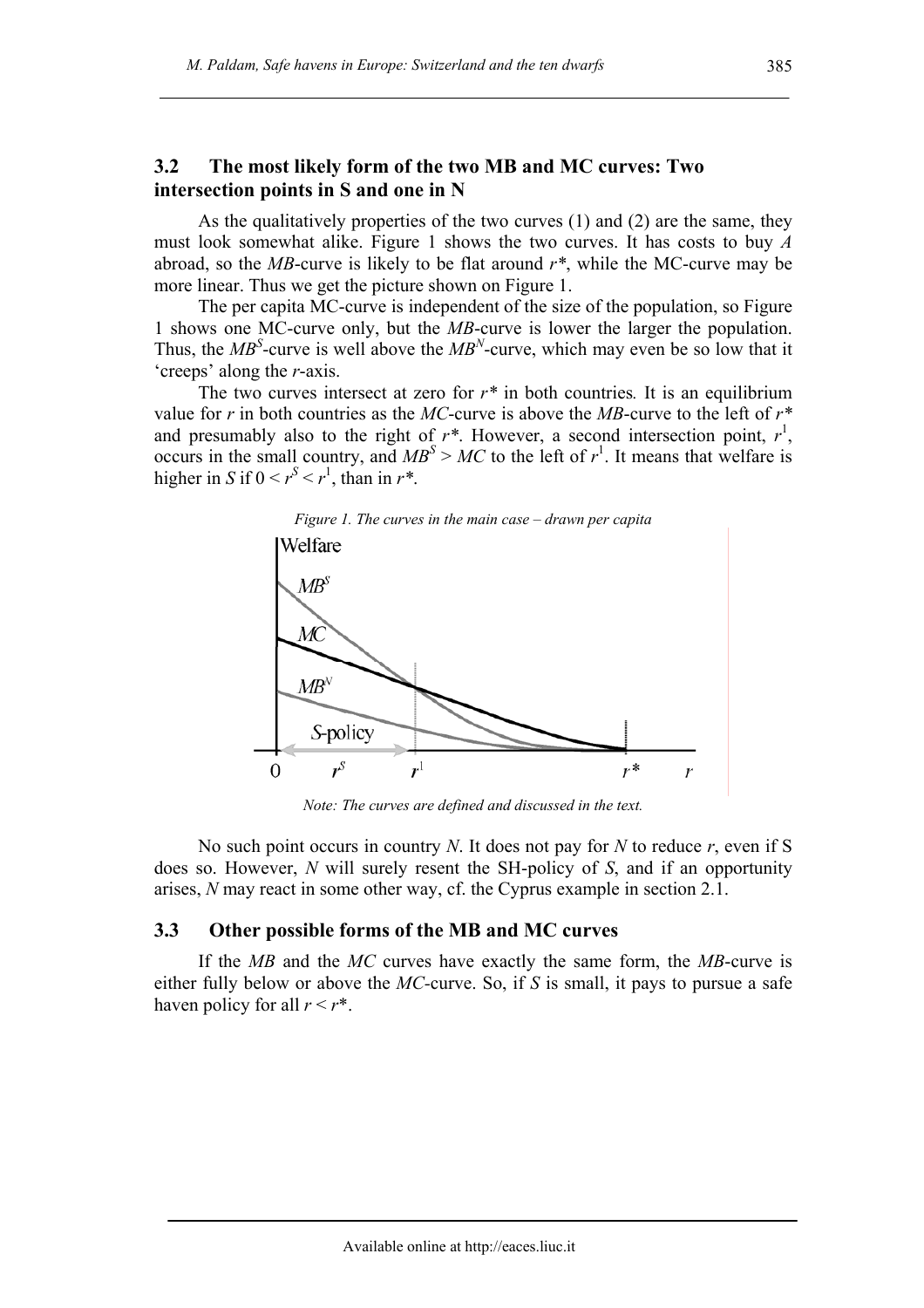### 3.2 The most likely form of the two MB and MC curves: Two intersection points in S and one in N

As the qualitatively properties of the two curves (1) and (2) are the same, they must look somewhat alike. Figure 1 shows the two curves. It has costs to buy *A* abroad, so the *MB*-curve is likely to be flat around $r^*$, while the MC-curve may be more linear. Thus we get the picture shown on Figure 1.

The per capita MC-curve is independent of the size of the population, so Figure 1 shows one MC-curve only, but the *MB*-curve is lower the larger the population. Thus, the $MB^S$-curve is well above the $MB^N$-curve, which may even be so low that it 'creeps' along the *r*-axis.

The two curves intersect at zero for $r^*$ in both countries*.* It is an equilibrium value for *r* in both countries as the *MC*-curve is above the *MB*-curve to the left of $r^*$ and presumably also to the right of $r^*$. However, a second intersection point, $r^1$, occurs in the small country, and $MB^S > MC$ to the left of $r^1$. It means that welfare is higher in *S* if $0 < r^S < r^1$, than in $r^*$.

*Figure 1. The curves in the main case – drawn per capita*

Welfare
$MB^S$
$MC$
$MB^N$
*S*-policy
0
$r^S$
$r^1$
$r^*$
$r$

*Note: The curves are defined and discussed in the text.*

No such point occurs in country *N*. It does not pay for *N* to reduce *r*, even if S does so. However, *N* will surely resent the SH-policy of *S*, and if an opportunity arises, *N* may react in some other way, cf. the Cyprus example in section 2.1.

### 3.3 Other possible forms of the MB and MC curves

If the *MB* and the *MC* curves have exactly the same form, the *MB*-curve is either fully below or above the *MC*-curve. So, if *S* is small, it pays to pursue a safe haven policy for all $r < r^*$.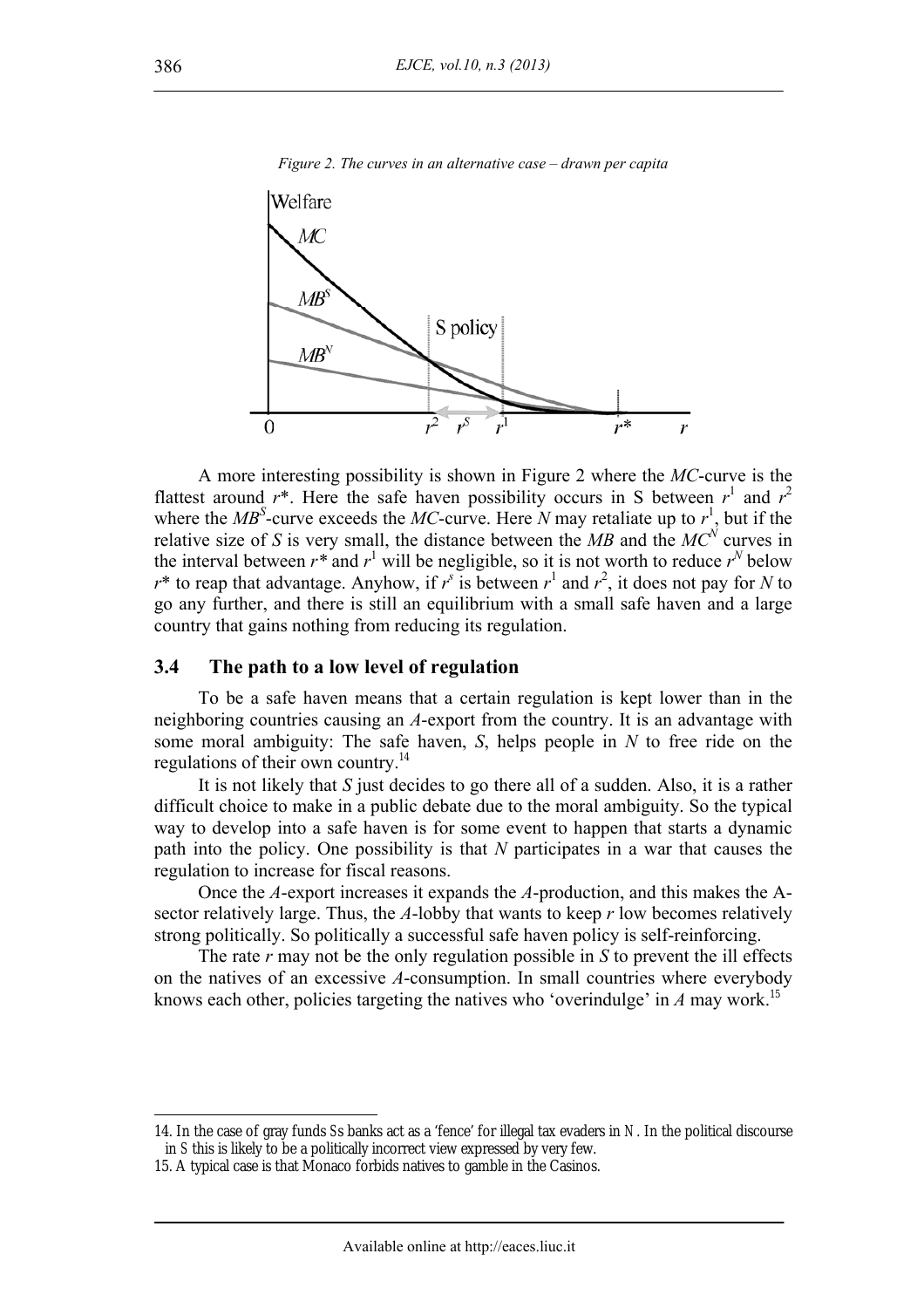*Figure 2. The curves in an alternative case – drawn per capita*

Welfare

MC

$MB^S$

S policy

$MB^N$

0

$r^2$ $r^S$ $r^1$

$r^*$ $r$

A more interesting possibility is shown in Figure 2 where the *MC*-curve is the flattest around $r^*$. Here the safe haven possibility occurs in S between $r^1$ and $r^2$ where the $MB^S$-curve exceeds the *MC*-curve. Here *N* may retaliate up to $r^1$, but if the relative size of *S* is very small, the distance between the *MB* and the $MC^N$ curves in the interval between $r^*$ and $r^1$ will be negligible, so it is not worth to reduce $r^N$ below $r^*$ to reap that advantage. Anyhow, if $r^s$ is between $r^1$ and $r^2$, it does not pay for *N* to go any further, and there is still an equilibrium with a small safe haven and a large country that gains nothing from reducing its regulation.

### 3.4 The path to a low level of regulation

To be a safe haven means that a certain regulation is kept lower than in the neighboring countries causing an *A*-export from the country. It is an advantage with some moral ambiguity: The safe haven, *S*, helps people in *N* to free ride on the regulations of their own country.[14]

It is not likely that *S* just decides to go there all of a sudden. Also, it is a rather difficult choice to make in a public debate due to the moral ambiguity. So the typical way to develop into a safe haven is for some event to happen that starts a dynamic path into the policy. One possibility is that *N* participates in a war that causes the regulation to increase for fiscal reasons.

Once the *A*-export increases it expands the *A*-production, and this makes the A-sector relatively large. Thus, the *A*-lobby that wants to keep *r* low becomes relatively strong politically. So politically a successful safe haven policy is self-reinforcing.

The rate *r* may not be the only regulation possible in *S* to prevent the ill effects on the natives of an excessive *A*-consumption. In small countries where everybody knows each other, policies targeting the natives who 'overindulge' in *A* may work.[15]

14. In the case of gray funds *S*s banks act as a 'fence' for illegal tax evaders in *N*. In the political discourse in *S* this is likely to be a politically incorrect view expressed by very few.

15. A typical case is that Monaco forbids natives to gamble in the Casinos.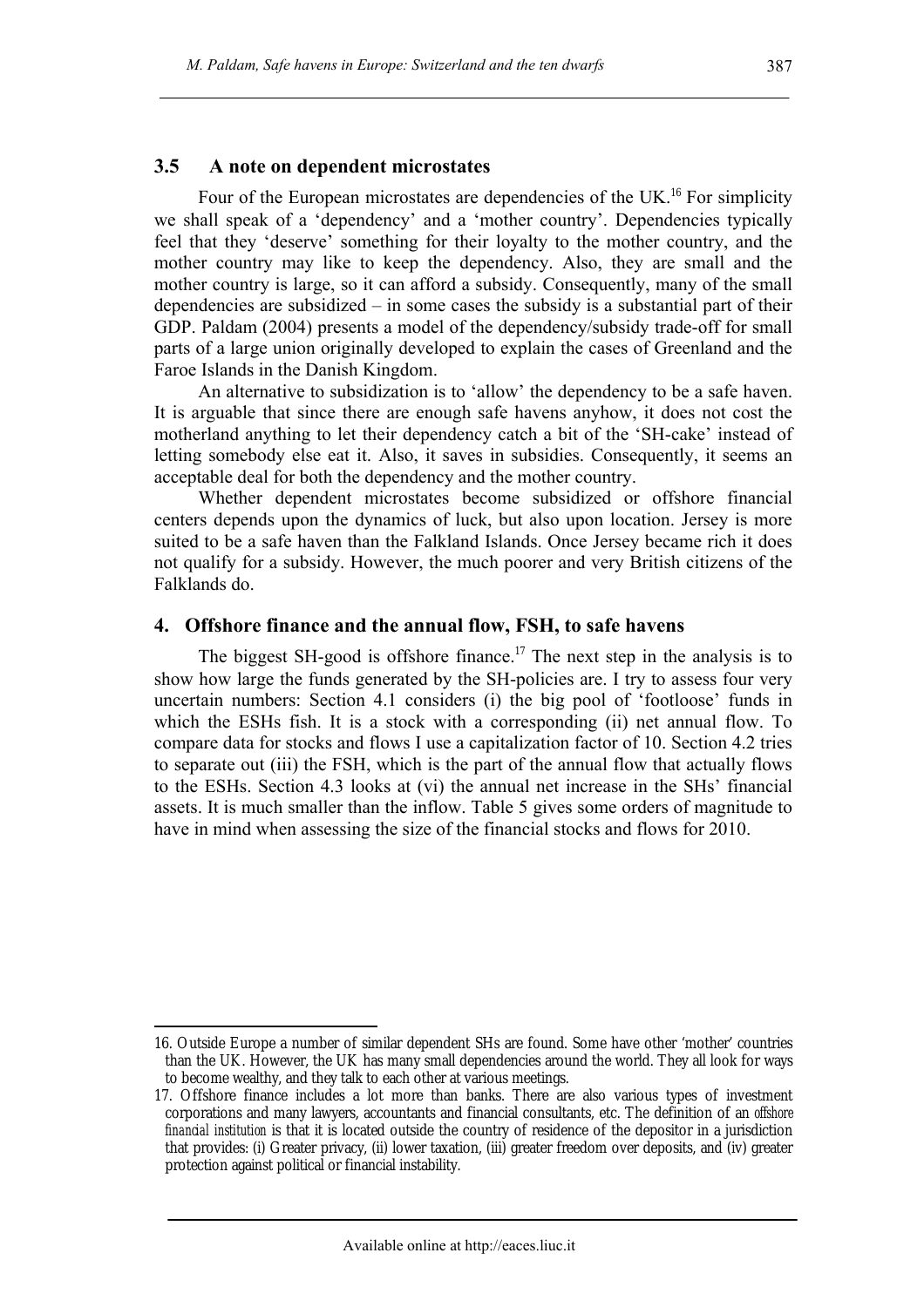### 3.5 A note on dependent microstates

Four of the European microstates are dependencies of the UK.[16] For simplicity we shall speak of a 'dependency' and a 'mother country'. Dependencies typically feel that they 'deserve' something for their loyalty to the mother country, and the mother country may like to keep the dependency. Also, they are small and the mother country is large, so it can afford a subsidy. Consequently, many of the small dependencies are subsidized – in some cases the subsidy is a substantial part of their GDP. Paldam (2004) presents a model of the dependency/subsidy trade-off for small parts of a large union originally developed to explain the cases of Greenland and the Faroe Islands in the Danish Kingdom.

An alternative to subsidization is to 'allow' the dependency to be a safe haven. It is arguable that since there are enough safe havens anyhow, it does not cost the motherland anything to let their dependency catch a bit of the 'SH-cake' instead of letting somebody else eat it. Also, it saves in subsidies. Consequently, it seems an acceptable deal for both the dependency and the mother country.

Whether dependent microstates become subsidized or offshore financial centers depends upon the dynamics of luck, but also upon location. Jersey is more suited to be a safe haven than the Falkland Islands. Once Jersey became rich it does not qualify for a subsidy. However, the much poorer and very British citizens of the Falklands do.

## 4. Offshore finance and the annual flow, FSH, to safe havens

The biggest SH-good is offshore finance.[17] The next step in the analysis is to show how large the funds generated by the SH-policies are. I try to assess four very uncertain numbers: Section 4.1 considers (i) the big pool of 'footloose' funds in which the ESHs fish. It is a stock with a corresponding (ii) net annual flow. To compare data for stocks and flows I use a capitalization factor of 10. Section 4.2 tries to separate out (iii) the FSH, which is the part of the annual flow that actually flows to the ESHs. Section 4.3 looks at (vi) the annual net increase in the SHs' financial assets. It is much smaller than the inflow. Table 5 gives some orders of magnitude to have in mind when assessing the size of the financial stocks and flows for 2010.

---

16. Outside Europe a number of similar dependent SHs are found. Some have other 'mother' countries than the UK. However, the UK has many small dependencies around the world. They all look for ways to become wealthy, and they talk to each other at various meetings.

17. Offshore finance includes a lot more than banks. There are also various types of investment corporations and many lawyers, accountants and financial consultants, etc. The definition of an *offshore financial institution* is that it is located outside the country of residence of the depositor in a jurisdiction that provides: (i) Greater privacy, (ii) lower taxation, (iii) greater freedom over deposits, and (iv) greater protection against political or financial instability.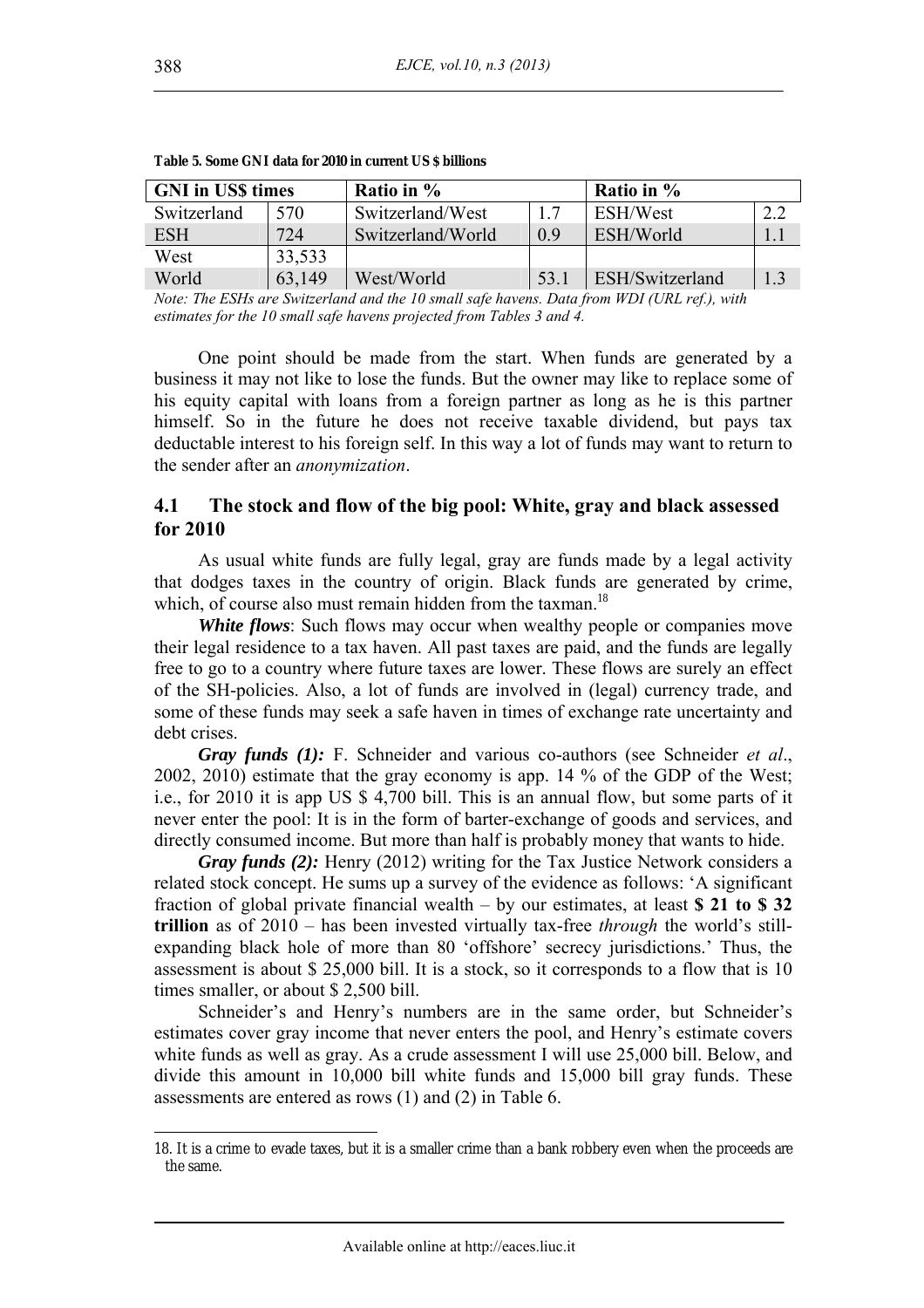**Table 5. Some GNI data for 2010 in current US $ billions**

| GNI in US$ times | | Ratio in % | | Ratio in % | |
|---|---|---|---|---|---|
| Switzerland | 570 | Switzerland/West | 1.7 | ESH/West | 2.2 |
| ESH | 724 | Switzerland/World | 0.9 | ESH/World | 1.1 |
| West | 33,533 | | | | |
| World | 63,149 | West/World | 53.1 | ESH/Switzerland | 1.3 |

*Note: The ESHs are Switzerland and the 10 small safe havens. Data from WDI (URL ref.), with estimates for the 10 small safe havens projected from Tables 3 and 4.*

One point should be made from the start. When funds are generated by a business it may not like to lose the funds. But the owner may like to replace some of his equity capital with loans from a foreign partner as long as he is this partner himself. So in the future he does not receive taxable dividend, but pays tax deductable interest to his foreign self. In this way a lot of funds may want to return to the sender after an *anonymization*.

## 4.1 The stock and flow of the big pool: White, gray and black assessed for 2010

As usual white funds are fully legal, gray are funds made by a legal activity that dodges taxes in the country of origin. Black funds are generated by crime, which, of course also must remain hidden from the taxman.[18]

***White flows***: Such flows may occur when wealthy people or companies move their legal residence to a tax haven. All past taxes are paid, and the funds are legally free to go to a country where future taxes are lower. These flows are surely an effect of the SH-policies. Also, a lot of funds are involved in (legal) currency trade, and some of these funds may seek a safe haven in times of exchange rate uncertainty and debt crises.

***Gray funds (1):*** F. Schneider and various co-authors (see Schneider *et al*., 2002, 2010) estimate that the gray economy is app. 14 % of the GDP of the West; i.e., for 2010 it is app US $ 4,700 bill. This is an annual flow, but some parts of it never enter the pool: It is in the form of barter-exchange of goods and services, and directly consumed income. But more than half is probably money that wants to hide.

***Gray funds (2):*** Henry (2012) writing for the Tax Justice Network considers a related stock concept. He sums up a survey of the evidence as follows: 'A significant fraction of global private financial wealth – by our estimates, at least **$ 21 to $ 32 trillion** as of 2010 – has been invested virtually tax-free *through* the world's still-expanding black hole of more than 80 'offshore' secrecy jurisdictions.' Thus, the assessment is about $ 25,000 bill. It is a stock, so it corresponds to a flow that is 10 times smaller, or about $ 2,500 bill.

Schneider's and Henry's numbers are in the same order, but Schneider's estimates cover gray income that never enters the pool, and Henry's estimate covers white funds as well as gray. As a crude assessment I will use 25,000 bill. Below, and divide this amount in 10,000 bill white funds and 15,000 bill gray funds. These assessments are entered as rows (1) and (2) in Table 6.

---

18. It is a crime to evade taxes, but it is a smaller crime than a bank robbery even when the proceeds are the same.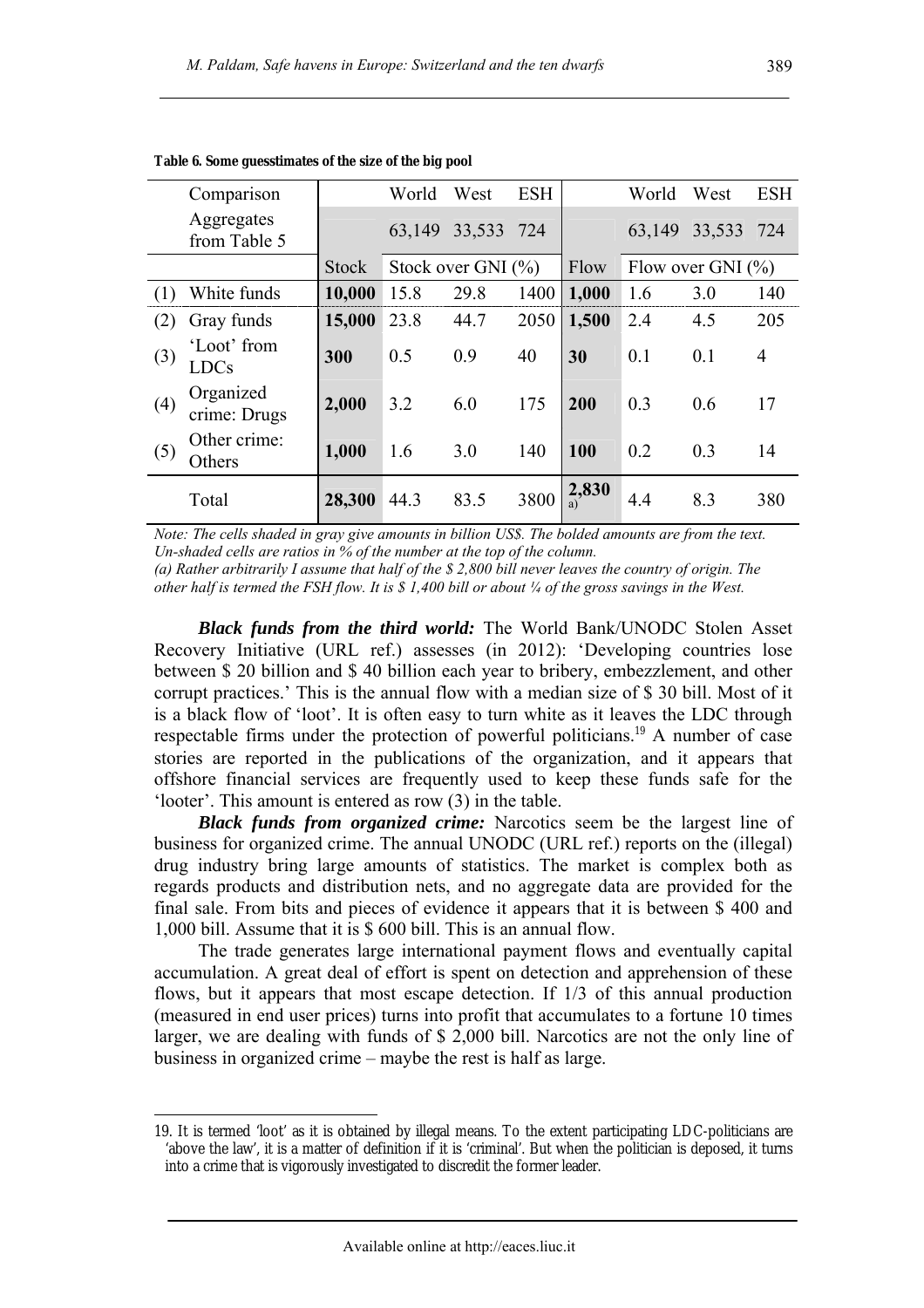**Table 6. Some guesstimates of the size of the big pool**

| | Comparison | | World | West | ESH | | World | West | ESH |
|---|---|---|---|---|---|---|---|---|---|
| | Aggregates from Table 5 | | 63,149 | 33,533 | 724 | | 63,149 | 33,533 | 724 |
| | | Stock | Stock over GNI (%) | | | Flow | Flow over GNI (%) | | |
| (1) | White funds | **10,000** | 15.8 | 29.8 | 1400 | **1,000** | 1.6 | 3.0 | 140 |
| (2) | Gray funds | **15,000** | 23.8 | 44.7 | 2050 | **1,500** | 2.4 | 4.5 | 205 |
| (3) | 'Loot' from LDCs | **300** | 0.5 | 0.9 | 40 | **30** | 0.1 | 0.1 | 4 |
| (4) | Organized crime: Drugs | **2,000** | 3.2 | 6.0 | 175 | **200** | 0.3 | 0.6 | 17 |
| (5) | Other crime: Others | **1,000** | 1.6 | 3.0 | 140 | **100** | 0.2 | 0.3 | 14 |
| | Total | **28,300** | 44.3 | 83.5 | 3800 | **2,830** a) | 4.4 | 8.3 | 380 |

*Note: The cells shaded in gray give amounts in billion US$. The bolded amounts are from the text. Un-shaded cells are ratios in % of the number at the top of the column.*

*(a) Rather arbitrarily I assume that half of the $ 2,800 bill never leaves the country of origin. The other half is termed the FSH flow. It is $ 1,400 bill or about ¼ of the gross savings in the West.*

***Black funds from the third world:*** The World Bank/UNODC Stolen Asset Recovery Initiative (URL ref.) assesses (in 2012): 'Developing countries lose between $ 20 billion and $ 40 billion each year to bribery, embezzlement, and other corrupt practices.' This is the annual flow with a median size of $ 30 bill. Most of it is a black flow of 'loot'. It is often easy to turn white as it leaves the LDC through respectable firms under the protection of powerful politicians.[19] A number of case stories are reported in the publications of the organization, and it appears that offshore financial services are frequently used to keep these funds safe for the 'looter'. This amount is entered as row (3) in the table.

***Black funds from organized crime:*** Narcotics seem be the largest line of business for organized crime. The annual UNODC (URL ref.) reports on the (illegal) drug industry bring large amounts of statistics. The market is complex both as regards products and distribution nets, and no aggregate data are provided for the final sale. From bits and pieces of evidence it appears that it is between $ 400 and 1,000 bill. Assume that it is $ 600 bill. This is an annual flow.

The trade generates large international payment flows and eventually capital accumulation. A great deal of effort is spent on detection and apprehension of these flows, but it appears that most escape detection. If 1/3 of this annual production (measured in end user prices) turns into profit that accumulates to a fortune 10 times larger, we are dealing with funds of $ 2,000 bill. Narcotics are not the only line of business in organized crime – maybe the rest is half as large.

19. It is termed 'loot' as it is obtained by illegal means. To the extent participating LDC-politicians are 'above the law', it is a matter of definition if it is 'criminal'. But when the politician is deposed, it turns into a crime that is vigorously investigated to discredit the former leader.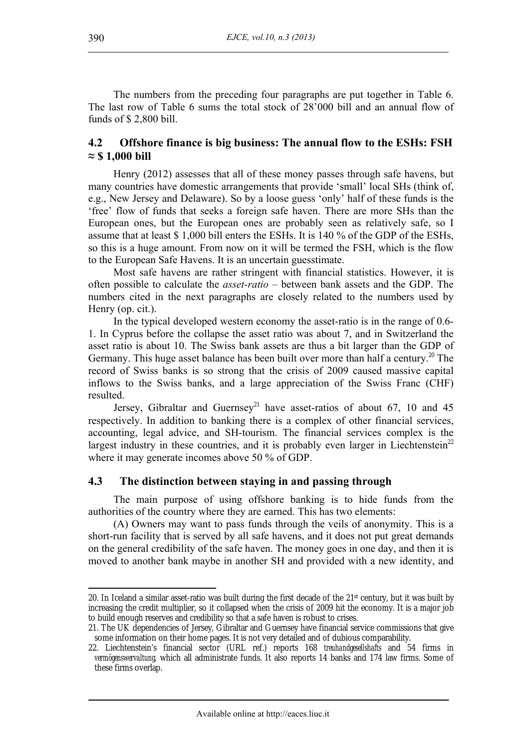The numbers from the preceding four paragraphs are put together in Table 6. The last row of Table 6 sums the total stock of 28'000 bill and an annual flow of funds of $ 2,800 bill.

## 4.2 Offshore finance is big business: The annual flow to the ESHs: FSH ≈ $ 1,000 bill

Henry (2012) assesses that all of these money passes through safe havens, but many countries have domestic arrangements that provide 'small' local SHs (think of, e.g., New Jersey and Delaware). So by a loose guess 'only' half of these funds is the 'free' flow of funds that seeks a foreign safe haven. There are more SHs than the European ones, but the European ones are probably seen as relatively safe, so I assume that at least $ 1,000 bill enters the ESHs. It is 140 % of the GDP of the ESHs, so this is a huge amount. From now on it will be termed the FSH, which is the flow to the European Safe Havens. It is an uncertain guesstimate.

Most safe havens are rather stringent with financial statistics. However, it is often possible to calculate the *asset-ratio* – between bank assets and the GDP. The numbers cited in the next paragraphs are closely related to the numbers used by Henry (op. cit.).

In the typical developed western economy the asset-ratio is in the range of 0.6-1. In Cyprus before the collapse the asset ratio was about 7, and in Switzerland the asset ratio is about 10. The Swiss bank assets are thus a bit larger than the GDP of Germany. This huge asset balance has been built over more than half a century.[20] The record of Swiss banks is so strong that the crisis of 2009 caused massive capital inflows to the Swiss banks, and a large appreciation of the Swiss Franc (CHF) resulted.

Jersey, Gibraltar and Guernsey[21] have asset-ratios of about 67, 10 and 45 respectively. In addition to banking there is a complex of other financial services, accounting, legal advice, and SH-tourism. The financial services complex is the largest industry in these countries, and it is probably even larger in Liechtenstein[22] where it may generate incomes above 50 % of GDP.

## 4.3 The distinction between staying in and passing through

The main purpose of using offshore banking is to hide funds from the authorities of the country where they are earned. This has two elements:

(A) Owners may want to pass funds through the veils of anonymity. This is a short-run facility that is served by all safe havens, and it does not put great demands on the general credibility of the safe haven. The money goes in one day, and then it is moved to another bank maybe in another SH and provided with a new identity, and

---

20. In Iceland a similar asset-ratio was built during the first decade of the 21st century, but it was built by increasing the credit multiplier, so it collapsed when the crisis of 2009 hit the economy. It is a major job to build enough reserves and credibility so that a safe haven is robust to crises.

21. The UK dependencies of Jersey, Gibraltar and Guernsey have financial service commissions that give some information on their home pages. It is not very detailed and of dubious comparability.

22. Liechtenstein's financial sector (URL ref.) reports 168 *treuhandgesellshafts* and 54 firms in *vermögenswervaltung*, which all administrate funds. It also reports 14 banks and 174 law firms. Some of these firms overlap.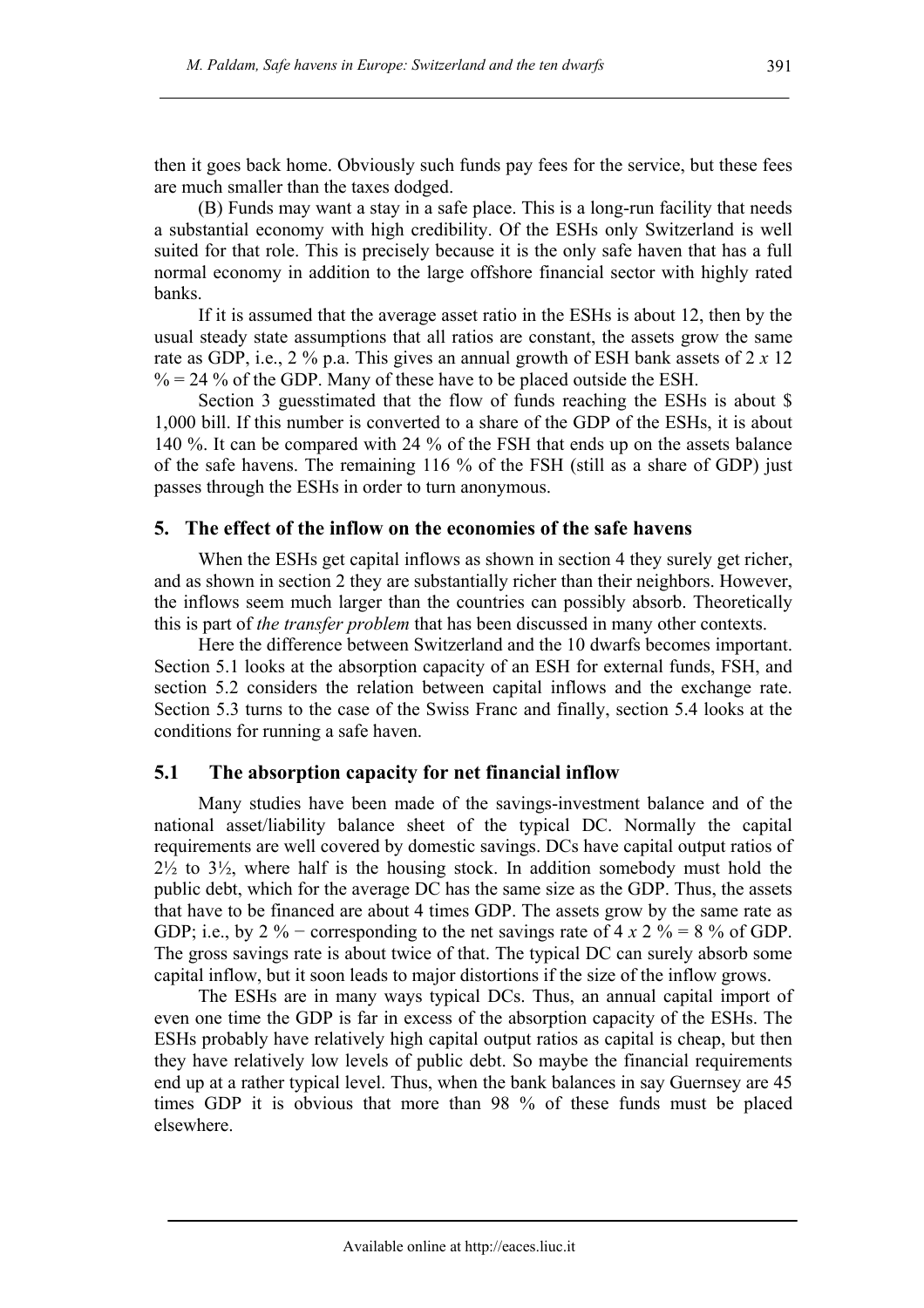then it goes back home. Obviously such funds pay fees for the service, but these fees are much smaller than the taxes dodged.

(B) Funds may want a stay in a safe place. This is a long-run facility that needs a substantial economy with high credibility. Of the ESHs only Switzerland is well suited for that role. This is precisely because it is the only safe haven that has a full normal economy in addition to the large offshore financial sector with highly rated banks.

If it is assumed that the average asset ratio in the ESHs is about 12, then by the usual steady state assumptions that all ratios are constant, the assets grow the same rate as GDP, i.e., 2 % p.a. This gives an annual growth of ESH bank assets of 2 *x* 12 % = 24 % of the GDP. Many of these have to be placed outside the ESH.

Section 3 guesstimated that the flow of funds reaching the ESHs is about $ 1,000 bill. If this number is converted to a share of the GDP of the ESHs, it is about 140 %. It can be compared with 24 % of the FSH that ends up on the assets balance of the safe havens. The remaining 116 % of the FSH (still as a share of GDP) just passes through the ESHs in order to turn anonymous.

## 5. The effect of the inflow on the economies of the safe havens

When the ESHs get capital inflows as shown in section 4 they surely get richer, and as shown in section 2 they are substantially richer than their neighbors. However, the inflows seem much larger than the countries can possibly absorb. Theoretically this is part of *the transfer problem* that has been discussed in many other contexts.

Here the difference between Switzerland and the 10 dwarfs becomes important. Section 5.1 looks at the absorption capacity of an ESH for external funds, FSH, and section 5.2 considers the relation between capital inflows and the exchange rate. Section 5.3 turns to the case of the Swiss Franc and finally, section 5.4 looks at the conditions for running a safe haven.

### 5.1 The absorption capacity for net financial inflow

Many studies have been made of the savings-investment balance and of the national asset/liability balance sheet of the typical DC. Normally the capital requirements are well covered by domestic savings. DCs have capital output ratios of 2½ to 3½, where half is the housing stock. In addition somebody must hold the public debt, which for the average DC has the same size as the GDP. Thus, the assets that have to be financed are about 4 times GDP. The assets grow by the same rate as GDP; i.e., by 2 % − corresponding to the net savings rate of 4 *x* 2 % = 8 % of GDP. The gross savings rate is about twice of that. The typical DC can surely absorb some capital inflow, but it soon leads to major distortions if the size of the inflow grows.

The ESHs are in many ways typical DCs. Thus, an annual capital import of even one time the GDP is far in excess of the absorption capacity of the ESHs. The ESHs probably have relatively high capital output ratios as capital is cheap, but then they have relatively low levels of public debt. So maybe the financial requirements end up at a rather typical level. Thus, when the bank balances in say Guernsey are 45 times GDP it is obvious that more than 98 % of these funds must be placed elsewhere.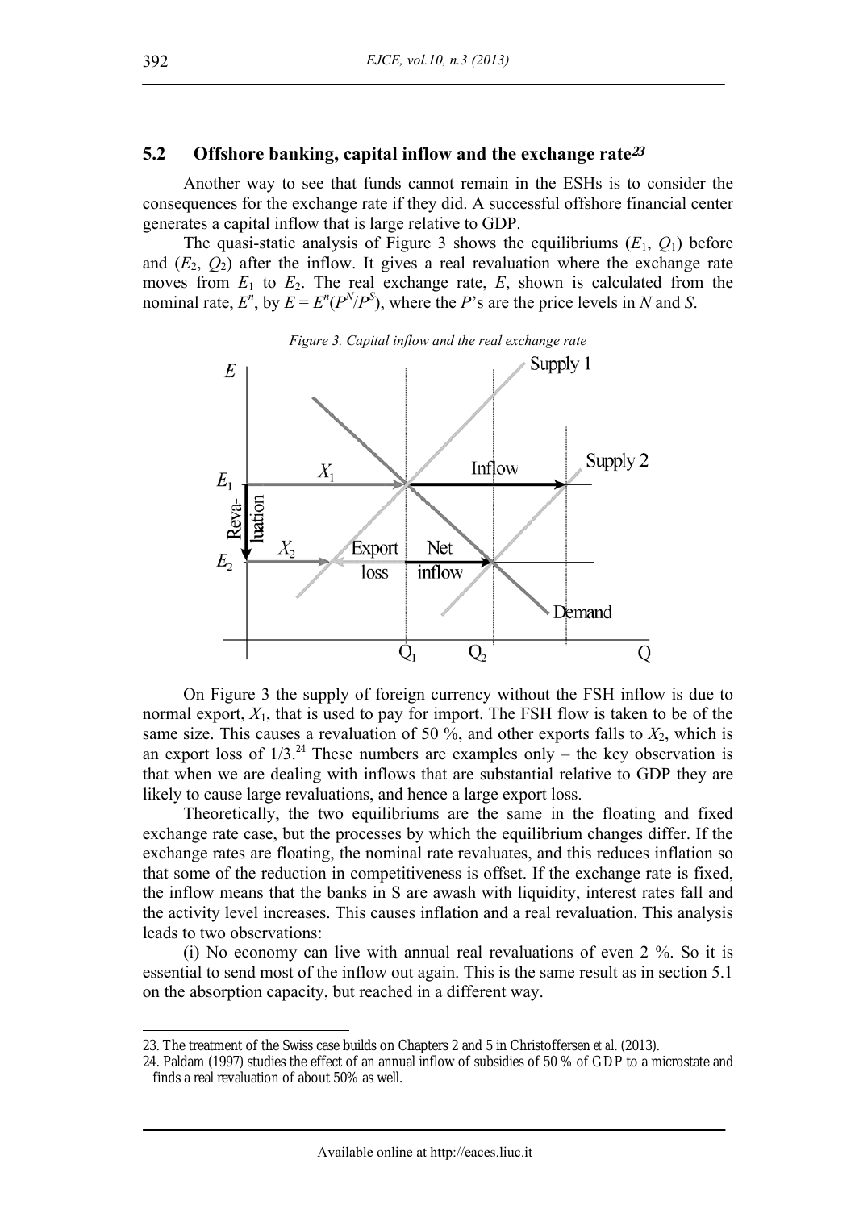## 5.2 Offshore banking, capital inflow and the exchange rate[23]

Another way to see that funds cannot remain in the ESHs is to consider the consequences for the exchange rate if they did. A successful offshore financial center generates a capital inflow that is large relative to GDP.

The quasi-static analysis of Figure 3 shows the equilibriums ($E_1$, $Q_1$) before and ($E_2$, $Q_2$) after the inflow. It gives a real revaluation where the exchange rate moves from $E_1$ to $E_2$. The real exchange rate, $E$, shown is calculated from the nominal rate, $E^n$, by $E = E^n(P^N/P^S)$, where the $P$'s are the price levels in $N$ and $S$.

*Figure 3. Capital inflow and the real exchange rate*

E
Supply 1
Inflow
Supply 2
$E_1$
$X_1$
Revaluation
$E_2$
$X_2$
Export loss
Net inflow
Demand
$Q_1$
$Q_2$
Q

On Figure 3 the supply of foreign currency without the FSH inflow is due to normal export, $X_1$, that is used to pay for import. The FSH flow is taken to be of the same size. This causes a revaluation of 50 %, and other exports falls to $X_2$, which is an export loss of 1/3.[24] These numbers are examples only – the key observation is that when we are dealing with inflows that are substantial relative to GDP they are likely to cause large revaluations, and hence a large export loss.

Theoretically, the two equilibriums are the same in the floating and fixed exchange rate case, but the processes by which the equilibrium changes differ. If the exchange rates are floating, the nominal rate revaluates, and this reduces inflation so that some of the reduction in competitiveness is offset. If the exchange rate is fixed, the inflow means that the banks in S are awash with liquidity, interest rates fall and the activity level increases. This causes inflation and a real revaluation. This analysis leads to two observations:

(i) No economy can live with annual real revaluations of even 2 %. So it is essential to send most of the inflow out again. This is the same result as in section 5.1 on the absorption capacity, but reached in a different way.

23. The treatment of the Swiss case builds on Chapters 2 and 5 in Christoffersen *et al.* (2013).

24. Paldam (1997) studies the effect of an annual inflow of subsidies of 50 % of GDP to a microstate and finds a real revaluation of about 50% as well.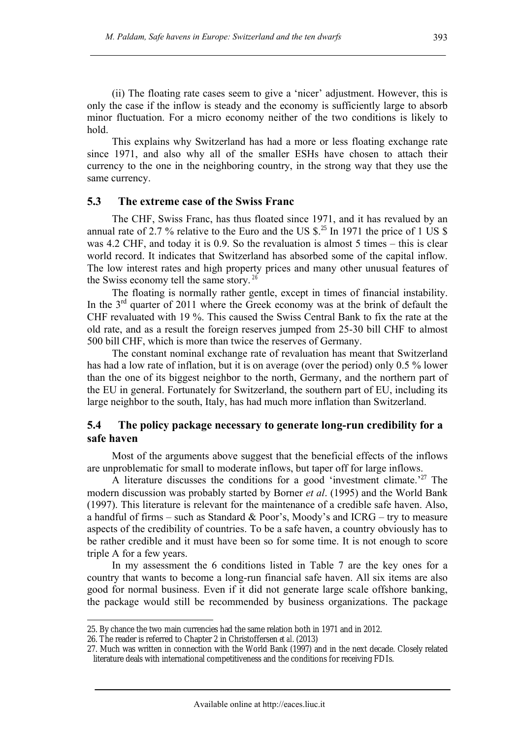(ii) The floating rate cases seem to give a 'nicer' adjustment. However, this is only the case if the inflow is steady and the economy is sufficiently large to absorb minor fluctuation. For a micro economy neither of the two conditions is likely to hold.

This explains why Switzerland has had a more or less floating exchange rate since 1971, and also why all of the smaller ESHs have chosen to attach their currency to the one in the neighboring country, in the strong way that they use the same currency.

### 5.3 The extreme case of the Swiss Franc

The CHF, Swiss Franc, has thus floated since 1971, and it has revalued by an annual rate of 2.7 % relative to the Euro and the US \$.[25] In 1971 the price of 1 US \$ was 4.2 CHF, and today it is 0.9. So the revaluation is almost 5 times – this is clear world record. It indicates that Switzerland has absorbed some of the capital inflow. The low interest rates and high property prices and many other unusual features of the Swiss economy tell the same story.[26]

The floating is normally rather gentle, except in times of financial instability. In the 3rd quarter of 2011 where the Greek economy was at the brink of default the CHF revaluated with 19 %. This caused the Swiss Central Bank to fix the rate at the old rate, and as a result the foreign reserves jumped from 25-30 bill CHF to almost 500 bill CHF, which is more than twice the reserves of Germany.

The constant nominal exchange rate of revaluation has meant that Switzerland has had a low rate of inflation, but it is on average (over the period) only 0.5 % lower than the one of its biggest neighbor to the north, Germany, and the northern part of the EU in general. Fortunately for Switzerland, the southern part of EU, including its large neighbor to the south, Italy, has had much more inflation than Switzerland.

### 5.4 The policy package necessary to generate long-run credibility for a safe haven

Most of the arguments above suggest that the beneficial effects of the inflows are unproblematic for small to moderate inflows, but taper off for large inflows.

A literature discusses the conditions for a good 'investment climate.'[27] The modern discussion was probably started by Borner *et al*. (1995) and the World Bank (1997). This literature is relevant for the maintenance of a credible safe haven. Also, a handful of firms – such as Standard & Poor's, Moody's and ICRG – try to measure aspects of the credibility of countries. To be a safe haven, a country obviously has to be rather credible and it must have been so for some time. It is not enough to score triple A for a few years.

In my assessment the 6 conditions listed in Table 7 are the key ones for a country that wants to become a long-run financial safe haven. All six items are also good for normal business. Even if it did not generate large scale offshore banking, the package would still be recommended by business organizations. The package

---

25. By chance the two main currencies had the same relation both in 1971 and in 2012.

26. The reader is referred to Chapter 2 in Christoffersen *et al*. (2013)

27. Much was written in connection with the World Bank (1997) and in the next decade. Closely related literature deals with international competitiveness and the conditions for receiving FDIs.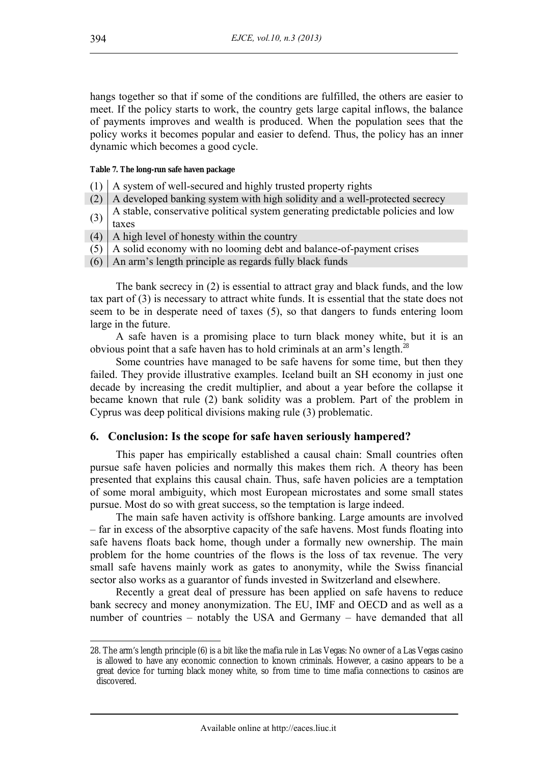hangs together so that if some of the conditions are fulfilled, the others are easier to meet. If the policy starts to work, the country gets large capital inflows, the balance of payments improves and wealth is produced. When the population sees that the policy works it becomes popular and easier to defend. Thus, the policy has an inner dynamic which becomes a good cycle.

**Table 7. The long-run safe haven package**

| | |
|---|---|
| (1) | A system of well-secured and highly trusted property rights |
| (2) | A developed banking system with high solidity and a well-protected secrecy |
| (3) | A stable, conservative political system generating predictable policies and low taxes |
| (4) | A high level of honesty within the country |
| (5) | A solid economy with no looming debt and balance-of-payment crises |
| (6) | An arm's length principle as regards fully black funds |

The bank secrecy in (2) is essential to attract gray and black funds, and the low tax part of (3) is necessary to attract white funds. It is essential that the state does not seem to be in desperate need of taxes (5), so that dangers to funds entering loom large in the future.

A safe haven is a promising place to turn black money white, but it is an obvious point that a safe haven has to hold criminals at an arm's length.[28]

Some countries have managed to be safe havens for some time, but then they failed. They provide illustrative examples. Iceland built an SH economy in just one decade by increasing the credit multiplier, and about a year before the collapse it became known that rule (2) bank solidity was a problem. Part of the problem in Cyprus was deep political divisions making rule (3) problematic.

## 6. Conclusion: Is the scope for safe haven seriously hampered?

This paper has empirically established a causal chain: Small countries often pursue safe haven policies and normally this makes them rich. A theory has been presented that explains this causal chain. Thus, safe haven policies are a temptation of some moral ambiguity, which most European microstates and some small states pursue. Most do so with great success, so the temptation is large indeed.

The main safe haven activity is offshore banking. Large amounts are involved – far in excess of the absorptive capacity of the safe havens. Most funds floating into safe havens floats back home, though under a formally new ownership. The main problem for the home countries of the flows is the loss of tax revenue. The very small safe havens mainly work as gates to anonymity, while the Swiss financial sector also works as a guarantor of funds invested in Switzerland and elsewhere.

Recently a great deal of pressure has been applied on safe havens to reduce bank secrecy and money anonymization. The EU, IMF and OECD and as well as a number of countries – notably the USA and Germany – have demanded that all

28. The arm's length principle (6) is a bit like the mafia rule in Las Vegas: No owner of a Las Vegas casino is allowed to have any economic connection to known criminals. However, a casino appears to be a great device for turning black money white, so from time to time mafia connections to casinos are discovered.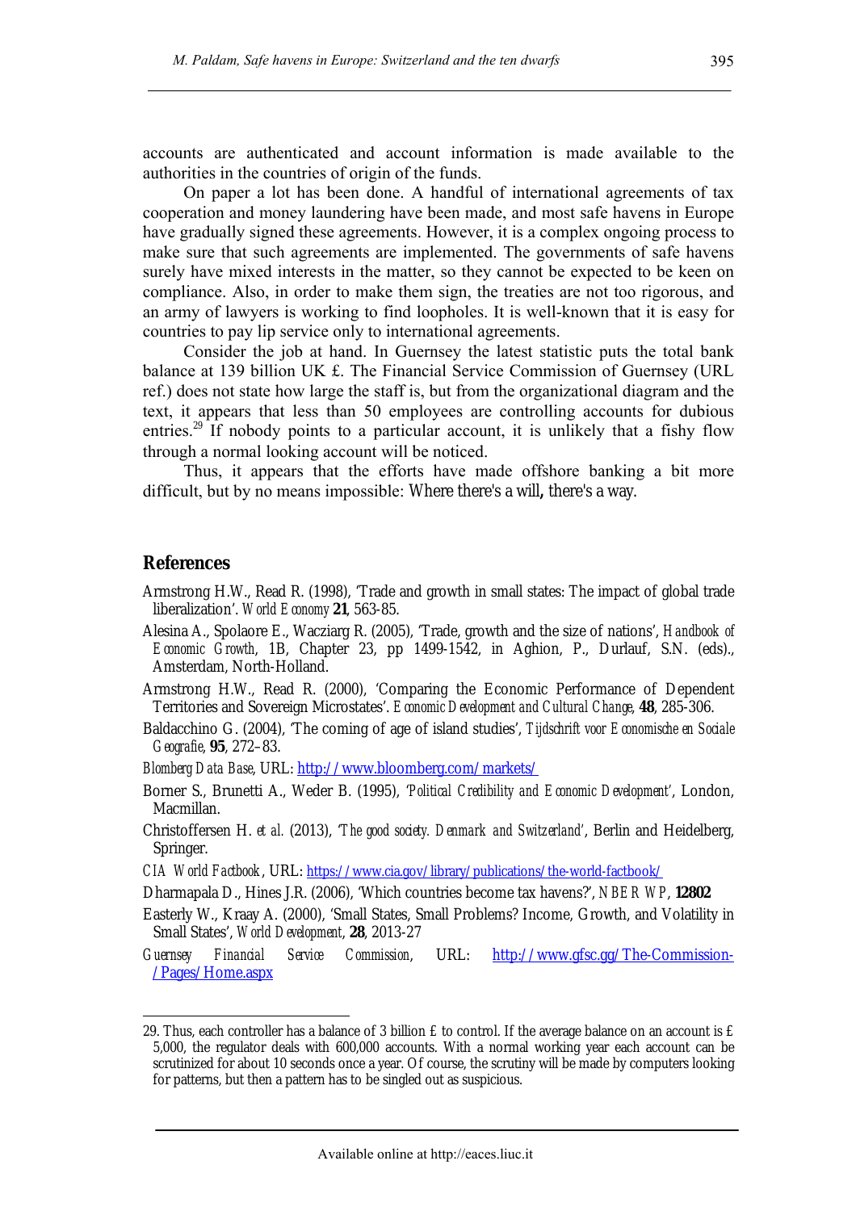accounts are authenticated and account information is made available to the authorities in the countries of origin of the funds.

On paper a lot has been done. A handful of international agreements of tax cooperation and money laundering have been made, and most safe havens in Europe have gradually signed these agreements. However, it is a complex ongoing process to make sure that such agreements are implemented. The governments of safe havens surely have mixed interests in the matter, so they cannot be expected to be keen on compliance. Also, in order to make them sign, the treaties are not too rigorous, and an army of lawyers is working to find loopholes. It is well-known that it is easy for countries to pay lip service only to international agreements.

Consider the job at hand. In Guernsey the latest statistic puts the total bank balance at 139 billion UK £. The Financial Service Commission of Guernsey (URL ref.) does not state how large the staff is, but from the organizational diagram and the text, it appears that less than 50 employees are controlling accounts for dubious entries.[29] If nobody points to a particular account, it is unlikely that a fishy flow through a normal looking account will be noticed.

Thus, it appears that the efforts have made offshore banking a bit more difficult, but by no means impossible: Where there's a will**,** there's a way.

## References

Armstrong H.W., Read R. (1998), 'Trade and growth in small states: The impact of global trade liberalization'. *World Economy* **21**, 563-85.

Alesina A., Spolaore E., Wacziarg R. (2005), 'Trade, growth and the size of nations', *Handbook of Economic Growth*, 1B, Chapter 23, pp 1499-1542, in Aghion, P., Durlauf, S.N. (eds)., Amsterdam, North-Holland.

Armstrong H.W., Read R. (2000), 'Comparing the Economic Performance of Dependent Territories and Sovereign Microstates'. *Economic Development and Cultural Change*, **48**, 285-306.

Baldacchino G. (2004), 'The coming of age of island studies', *Tijdschrift voor Economische en Sociale Geografie*, **95**, 272–83.

*Blomberg Data Base*, URL: http://www.bloomberg.com/markets/

Borner S., Brunetti A., Weder B. (1995), *'Political Credibility and Economic Development'*, London, Macmillan.

Christoffersen H. *et al.* (2013), '*The good society. Denmark and Switzerland*', Berlin and Heidelberg, Springer.

*CIA World Factbook*, URL: https://www.cia.gov/library/publications/the-world-factbook/

Dharmapala D., Hines J.R. (2006), 'Which countries become tax havens?', *NBER WP*, **12802**

Easterly W., Kraay A. (2000), 'Small States, Small Problems? Income, Growth, and Volatility in Small States', *World Development*, **28**, 2013-27

*Guernsey Financial Service Commission*, URL: http://www.gfsc.gg/The-Commission-/Pages/Home.aspx

---

29. Thus, each controller has a balance of 3 billion £ to control. If the average balance on an account is £ 5,000, the regulator deals with 600,000 accounts. With a normal working year each account can be scrutinized for about 10 seconds once a year. Of course, the scrutiny will be made by computers looking for patterns, but then a pattern has to be singled out as suspicious.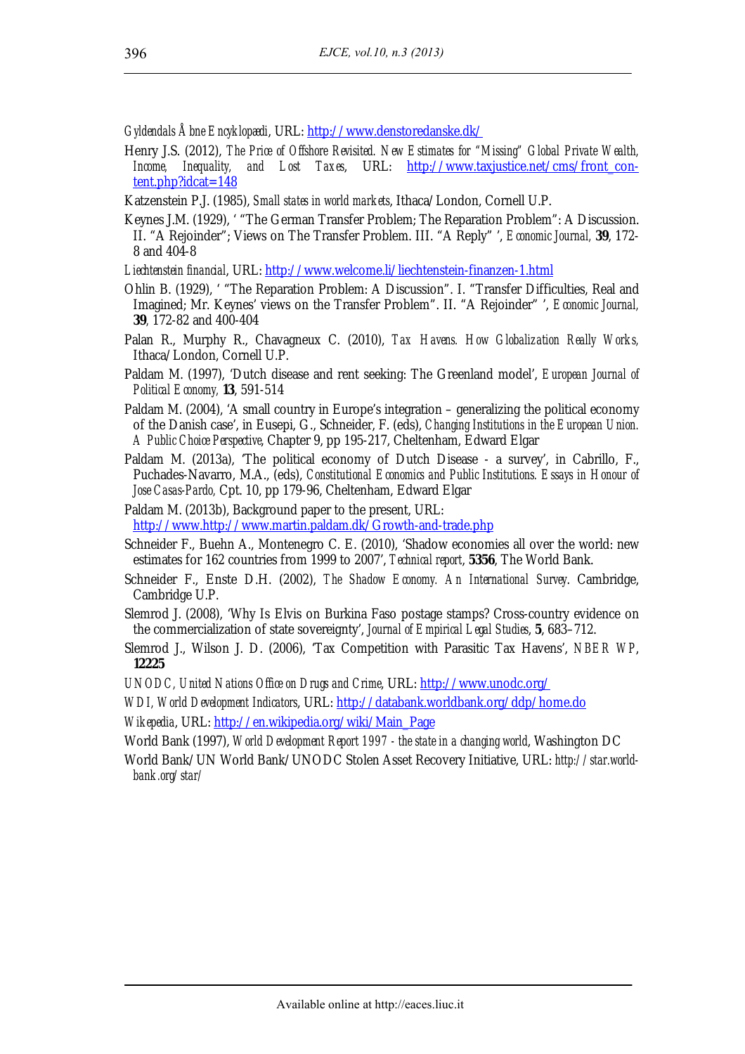*Gyldendals Åbne Encyklopædi*, URL: http://www.denstoredanske.dk/

Henry J.S. (2012), *The Price of Offshore Revisited. New Estimates for "Missing" Global Private Wealth, Income, Inequality, and Lost Taxes*, URL: http://www.taxjustice.net/cms/front_content.php?idcat=148

Katzenstein P.J. (1985), *Small states in world markets*, Ithaca/London, Cornell U.P.

Keynes J.M. (1929), ' "The German Transfer Problem; The Reparation Problem": A Discussion. II. "A Rejoinder"; Views on The Transfer Problem. III. "A Reply" ', *Economic Journal*, **39**, 172-8 and 404-8

*Liechtenstein financial*, URL: http://www.welcome.li/liechtenstein-finanzen-1.html

Ohlin B. (1929), ' "The Reparation Problem: A Discussion". I. "Transfer Difficulties, Real and Imagined; Mr. Keynes' views on the Transfer Problem". II. "A Rejoinder" ', *Economic Journal*, **39**, 172-82 and 400-404

Palan R., Murphy R., Chavagneux C. (2010), *Tax Havens. How Globalization Really Works*, Ithaca/London, Cornell U.P.

Paldam M. (1997), 'Dutch disease and rent seeking: The Greenland model', *European Journal of Political Economy*, **13**, 591-514

Paldam M. (2004), 'A small country in Europe's integration – generalizing the political economy of the Danish case', in Eusepi, G., Schneider, F. (eds), *Changing Institutions in the European Union. A Public Choice Perspective*, Chapter 9, pp 195-217, Cheltenham, Edward Elgar

Paldam M. (2013a), 'The political economy of Dutch Disease - a survey', in Cabrillo, F., Puchades-Navarro, M.A., (eds), *Constitutional Economics and Public Institutions. Essays in Honour of Jose Casas-Pardo*, Cpt. 10, pp 179-96, Cheltenham, Edward Elgar

Paldam M. (2013b), Background paper to the present, URL: http://www.http://www.martin.paldam.dk/Growth-and-trade.php

Schneider F., Buehn A., Montenegro C. E. (2010), 'Shadow economies all over the world: new estimates for 162 countries from 1999 to 2007', *Technical report*, **5356**, The World Bank.

Schneider F., Enste D.H. (2002), *The Shadow Economy. An International Survey*. Cambridge, Cambridge U.P.

Slemrod J. (2008), 'Why Is Elvis on Burkina Faso postage stamps? Cross-country evidence on the commercialization of state sovereignty', *Journal of Empirical Legal Studies*, **5**, 683–712.

Slemrod J., Wilson J. D. (2006), 'Tax Competition with Parasitic Tax Havens', *NBER WP*, **12225**

*UNODC, United Nations Office on Drugs and Crime*, URL: http://www.unodc.org/

*WDI, World Development Indicators*, URL: http://databank.worldbank.org/ddp/home.do

*Wikepedia*, URL: http://en.wikipedia.org/wiki/Main_Page

World Bank (1997), *World Development Report 1997 - the state in a changing world*, Washington DC

World Bank/UN World Bank/UNODC Stolen Asset Recovery Initiative, URL: *http://star.worldbank.org/star/*